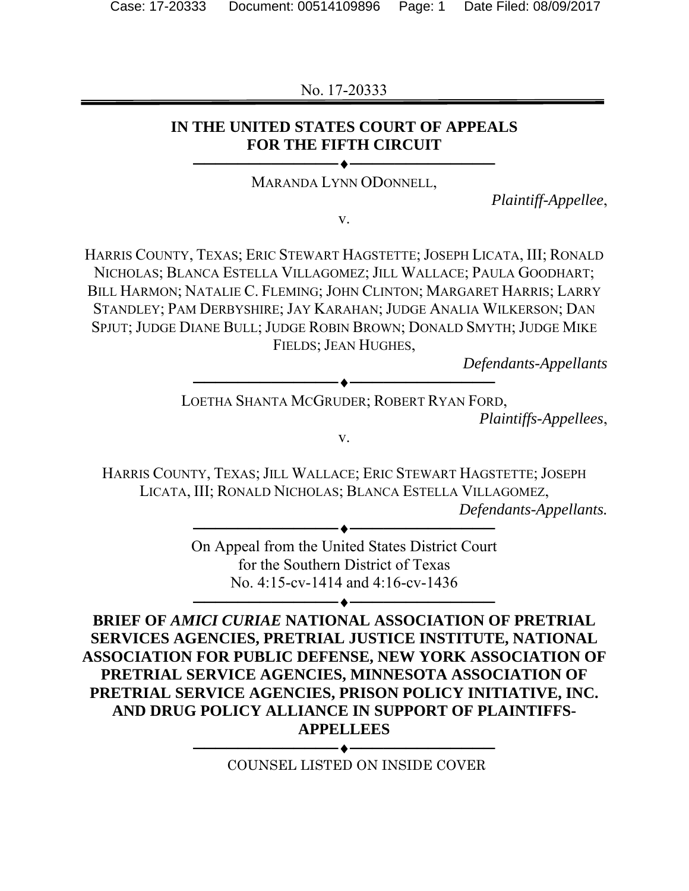No. 17-20333

**IN THE UNITED STATES COURT OF APPEALS FOR THE FIFTH CIRCUIT**

MARANDA LYNN ODONNELL,

*Plaintiff-Appellee*,

v.

HARRIS COUNTY, TEXAS; ERIC STEWART HAGSTETTE; JOSEPH LICATA, III; RONALD NICHOLAS; BLANCA ESTELLA VILLAGOMEZ; JILL WALLACE; PAULA GOODHART; BILL HARMON; NATALIE C. FLEMING; JOHN CLINTON; MARGARET HARRIS; LARRY STANDLEY; PAM DERBYSHIRE; JAY KARAHAN; JUDGE ANALIA WILKERSON; DAN SPJUT; JUDGE DIANE BULL; JUDGE ROBIN BROWN; DONALD SMYTH; JUDGE MIKE FIELDS; JEAN HUGHES,

*Defendants-Appellants*

LOETHA SHANTA MCGRUDER; ROBERT RYAN FORD,

*Plaintiffs-Appellees*,

v.

HARRIS COUNTY, TEXAS; JILL WALLACE; ERIC STEWART HAGSTETTE; JOSEPH LICATA, III; RONALD NICHOLAS; BLANCA ESTELLA VILLAGOMEZ,

*Defendants-Appellants.*

On Appeal from the United States District Court for the Southern District of Texas No. 4:15-cv-1414 and 4:16-cv-1436

**BRIEF OF *AMICI CURIAE* NATIONAL ASSOCIATION OF PRETRIAL SERVICES AGENCIES, PRETRIAL JUSTICE INSTITUTE, NATIONAL ASSOCIATION FOR PUBLIC DEFENSE, NEW YORK ASSOCIATION OF PRETRIAL SERVICE AGENCIES, MINNESOTA ASSOCIATION OF PRETRIAL SERVICE AGENCIES, PRISON POLICY INITIATIVE, INC. AND DRUG POLICY ALLIANCE IN SUPPORT OF PLAINTIFFS-APPELLEES**

COUNSEL LISTED ON INSIDE COVER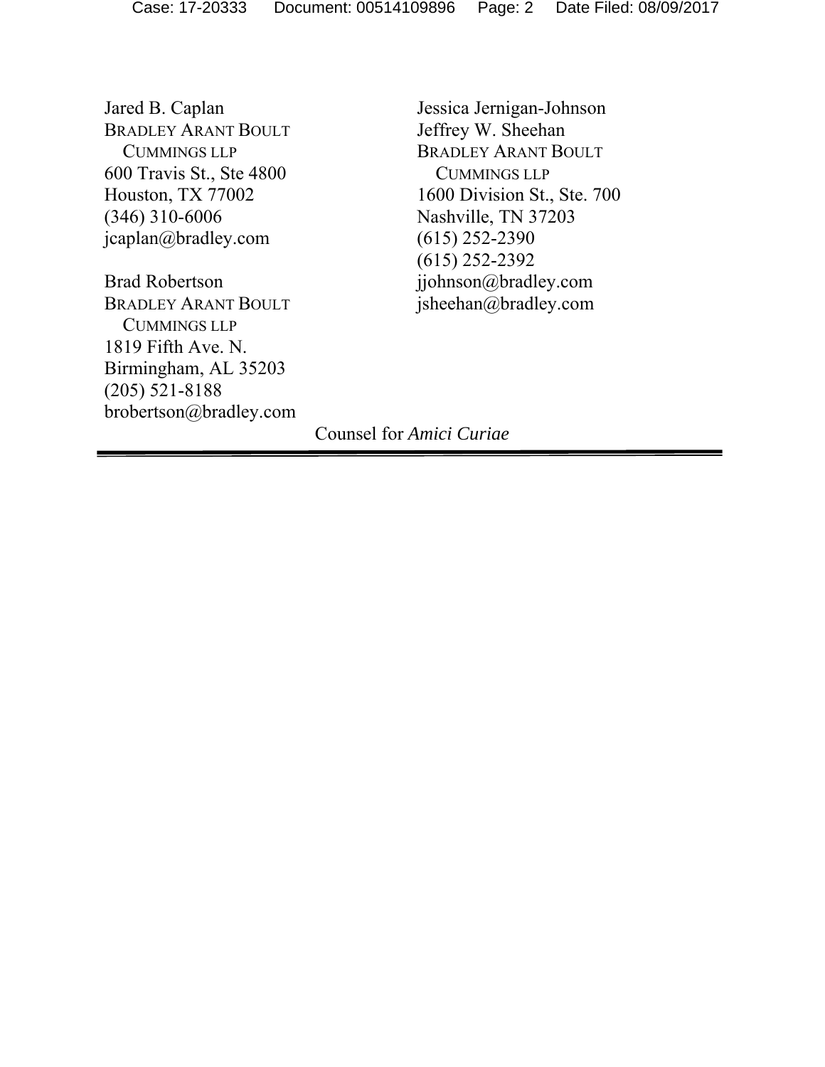Jared B. Caplan
BRADLEY ARANT BOULT
CUMMINGS LLP
600 Travis St., Ste 4800
Houston, TX 77002
(346) 310-6006
jcaplan@bradley.com

Brad Robertson
BRADLEY ARANT BOULT
CUMMINGS LLP
1819 Fifth Ave. N.
Birmingham, AL 35203
(205) 521-8188
brobertson@bradley.com

Jessica Jernigan-Johnson
Jeffrey W. Sheehan
BRADLEY ARANT BOULT
CUMMINGS LLP
1600 Division St., Ste. 700
Nashville, TN 37203
(615) 252-2390
(615) 252-2392
jjohnson@bradley.com
jsheehan@bradley.com

Counsel for *Amici Curiae*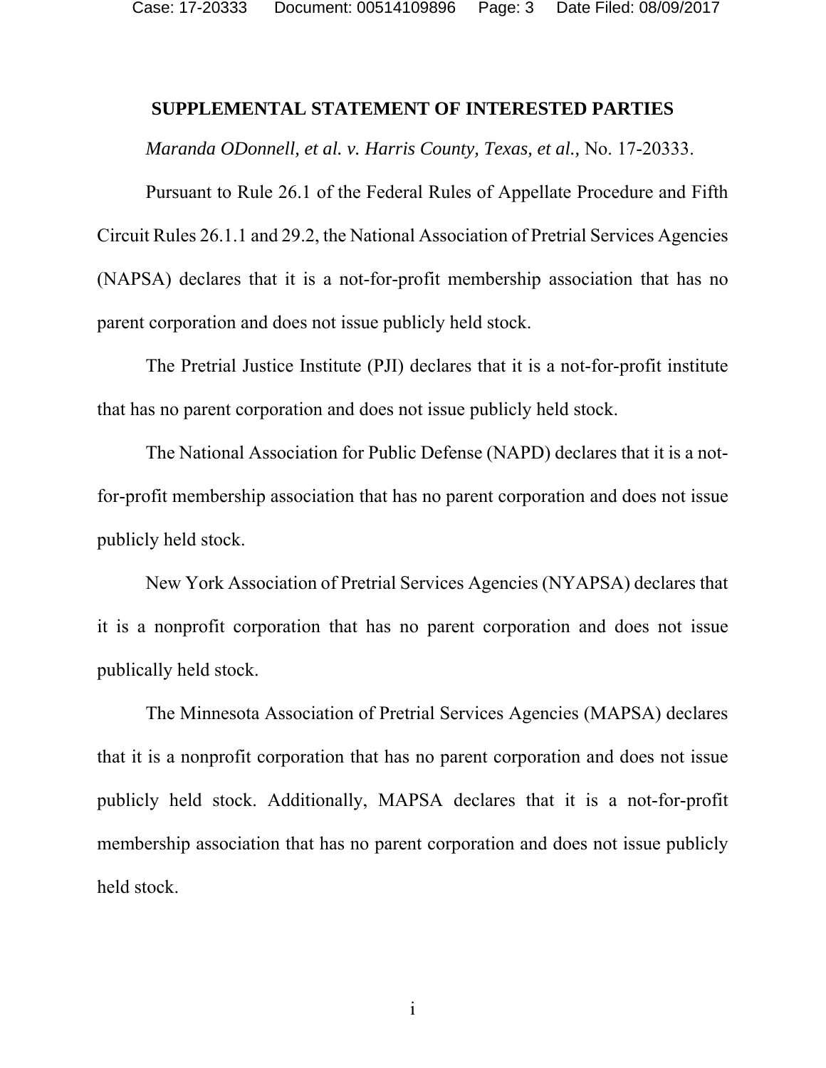## SUPPLEMENTAL STATEMENT OF INTERESTED PARTIES

*Maranda ODonnell, et al. v. Harris County, Texas, et al.,* No. 17-20333.

Pursuant to Rule 26.1 of the Federal Rules of Appellate Procedure and Fifth Circuit Rules 26.1.1 and 29.2, the National Association of Pretrial Services Agencies (NAPSA) declares that it is a not-for-profit membership association that has no parent corporation and does not issue publicly held stock.

The Pretrial Justice Institute (PJI) declares that it is a not-for-profit institute that has no parent corporation and does not issue publicly held stock.

The National Association for Public Defense (NAPD) declares that it is a not-for-profit membership association that has no parent corporation and does not issue publicly held stock.

New York Association of Pretrial Services Agencies (NYAPSA) declares that it is a nonprofit corporation that has no parent corporation and does not issue publically held stock.

The Minnesota Association of Pretrial Services Agencies (MAPSA) declares that it is a nonprofit corporation that has no parent corporation and does not issue publicly held stock. Additionally, MAPSA declares that it is a not-for-profit membership association that has no parent corporation and does not issue publicly held stock.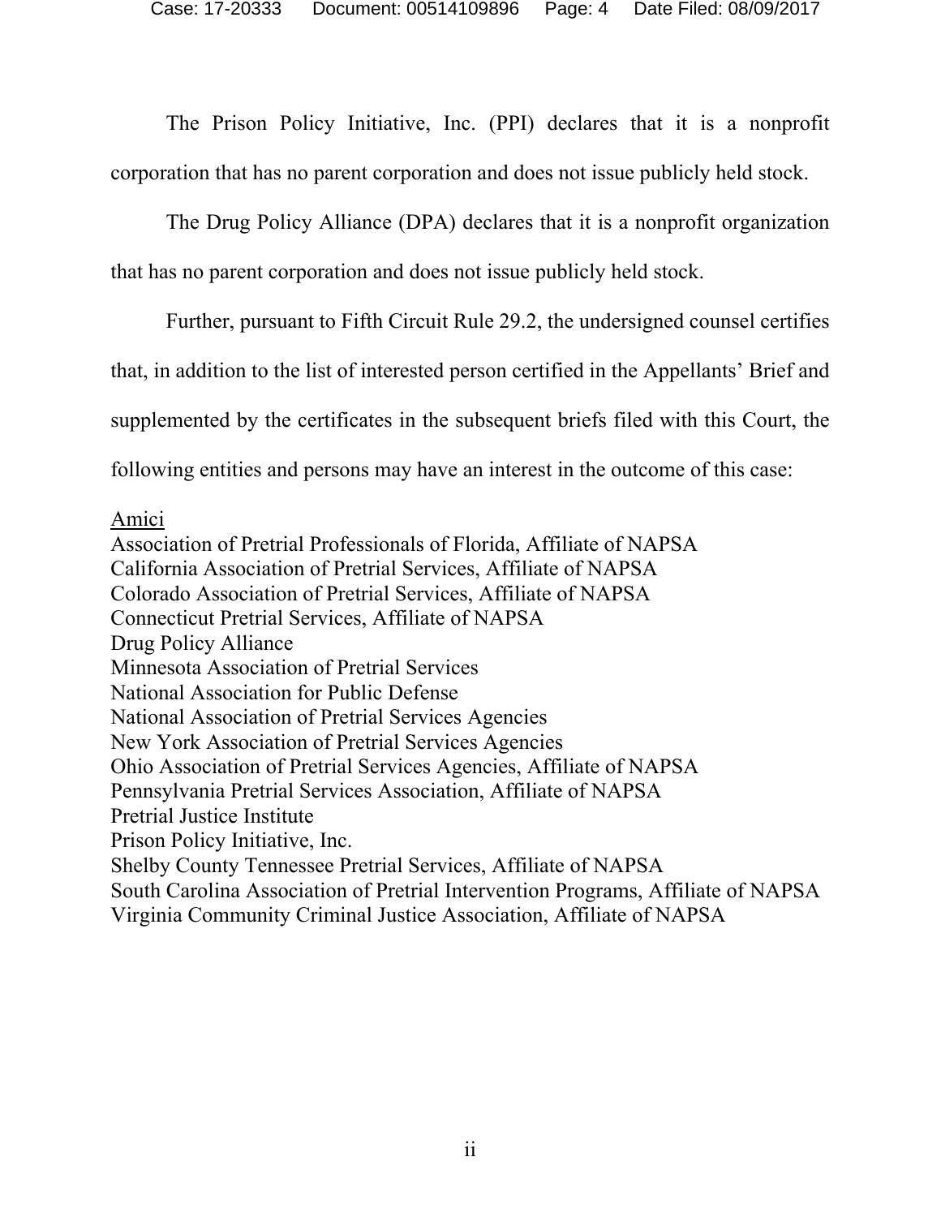The Prison Policy Initiative, Inc. (PPI) declares that it is a nonprofit corporation that has no parent corporation and does not issue publicly held stock.

The Drug Policy Alliance (DPA) declares that it is a nonprofit organization that has no parent corporation and does not issue publicly held stock.

Further, pursuant to Fifth Circuit Rule 29.2, the undersigned counsel certifies that, in addition to the list of interested person certified in the Appellants' Brief and supplemented by the certificates in the subsequent briefs filed with this Court, the following entities and persons may have an interest in the outcome of this case:

Amici

Association of Pretrial Professionals of Florida, Affiliate of NAPSA
California Association of Pretrial Services, Affiliate of NAPSA
Colorado Association of Pretrial Services, Affiliate of NAPSA
Connecticut Pretrial Services, Affiliate of NAPSA
Drug Policy Alliance
Minnesota Association of Pretrial Services
National Association for Public Defense
National Association of Pretrial Services Agencies
New York Association of Pretrial Services Agencies
Ohio Association of Pretrial Services Agencies, Affiliate of NAPSA
Pennsylvania Pretrial Services Association, Affiliate of NAPSA
Pretrial Justice Institute
Prison Policy Initiative, Inc.
Shelby County Tennessee Pretrial Services, Affiliate of NAPSA
South Carolina Association of Pretrial Intervention Programs, Affiliate of NAPSA
Virginia Community Criminal Justice Association, Affiliate of NAPSA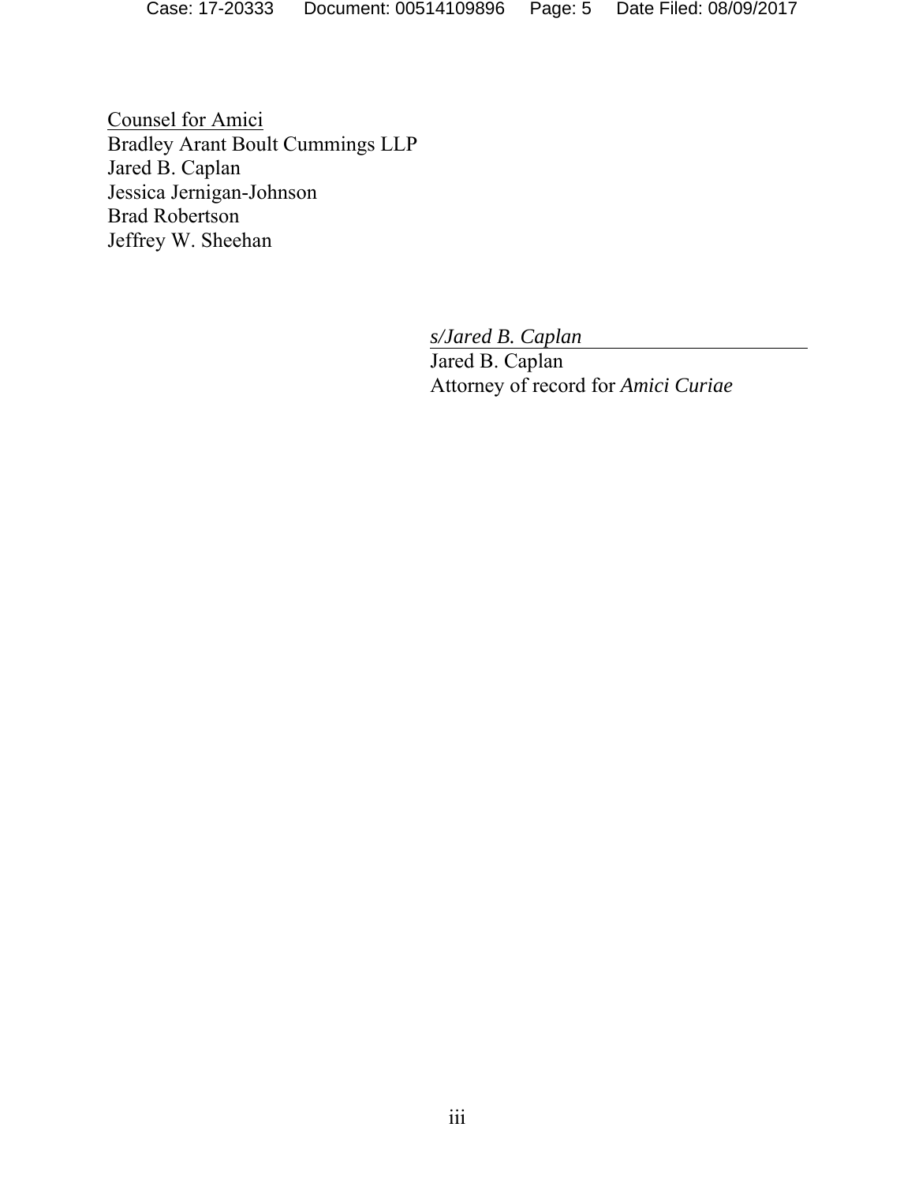Counsel for Amici
Bradley Arant Boult Cummings LLP
Jared B. Caplan
Jessica Jernigan-Johnson
Brad Robertson
Jeffrey W. Sheehan

*s/Jared B. Caplan*
Jared B. Caplan
Attorney of record for *Amici Curiae*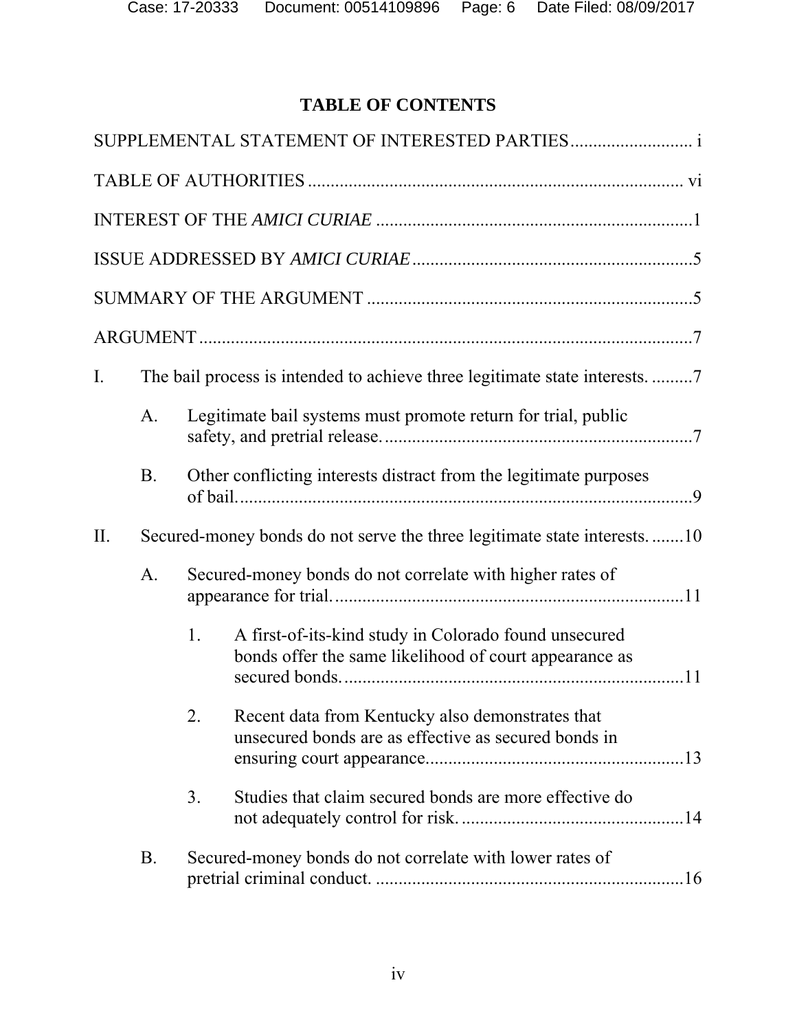# TABLE OF CONTENTS

SUPPLEMENTAL STATEMENT OF INTERESTED PARTIES .......................... i

TABLE OF AUTHORITIES ................................................................................ vi

INTEREST OF THE *AMICI CURIAE* ....................................................................1

ISSUE ADDRESSED BY *AMICI CURIAE* ............................................................5

SUMMARY OF THE ARGUMENT ......................................................................5

ARGUMENT ..........................................................................................................7

I. The bail process is intended to achieve three legitimate state interests. .........7

   A. Legitimate bail systems must promote return for trial, public safety, and pretrial release. ..................................................................7

   B. Other conflicting interests distract from the legitimate purposes of bail. ..................................................................................................9

II. Secured-money bonds do not serve the three legitimate state interests. .......10

   A. Secured-money bonds do not correlate with higher rates of appearance for trial. ............................................................................11

      1. A first-of-its-kind study in Colorado found unsecured bonds offer the same likelihood of court appearance as secured bonds. ..........................................................................11

      2. Recent data from Kentucky also demonstrates that unsecured bonds are as effective as secured bonds in ensuring court appearance. .......................................................13

      3. Studies that claim secured bonds are more effective do not adequately control for risk. ................................................14

   B. Secured-money bonds do not correlate with lower rates of pretrial criminal conduct. ..................................................................16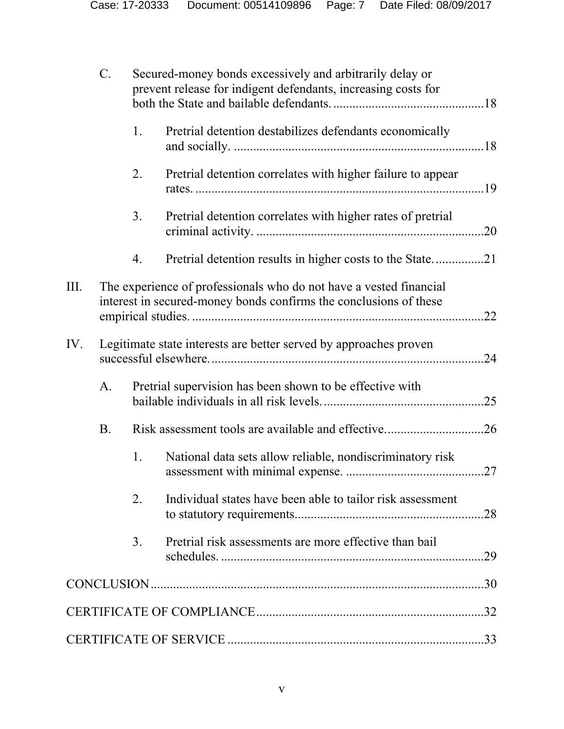C. Secured-money bonds excessively and arbitrarily delay or prevent release for indigent defendants, increasing costs for both the State and bailable defendants. ............................................. 18

1. Pretrial detention destabilizes defendants economically and socially. ............................................................................ 18

2. Pretrial detention correlates with higher failure to appear rates. ......................................................................................... 19

3. Pretrial detention correlates with higher rates of pretrial criminal activity. ...................................................................... 20

4. Pretrial detention results in higher costs to the State. ............... 21

III. The experience of professionals who do not have a vested financial interest in secured-money bonds confirms the conclusions of these empirical studies. ......................................................................................... 22

IV. Legitimate state interests are better served by approaches proven successful elsewhere. ................................................................................... 24

A. Pretrial supervision has been shown to be effective with bailable individuals in all risk levels. ................................................. 25

B. Risk assessment tools are available and effective. .............................. 26

1. National data sets allow reliable, nondiscriminatory risk assessment with minimal expense. .......................................... 27

2. Individual states have been able to tailor risk assessment to statutory requirements. .......................................................... 28

3. Pretrial risk assessments are more effective than bail schedules. ................................................................................ 29

CONCLUSION ....................................................................................................... 30

CERTIFICATE OF COMPLIANCE ...................................................................... 32

CERTIFICATE OF SERVICE ............................................................................... 33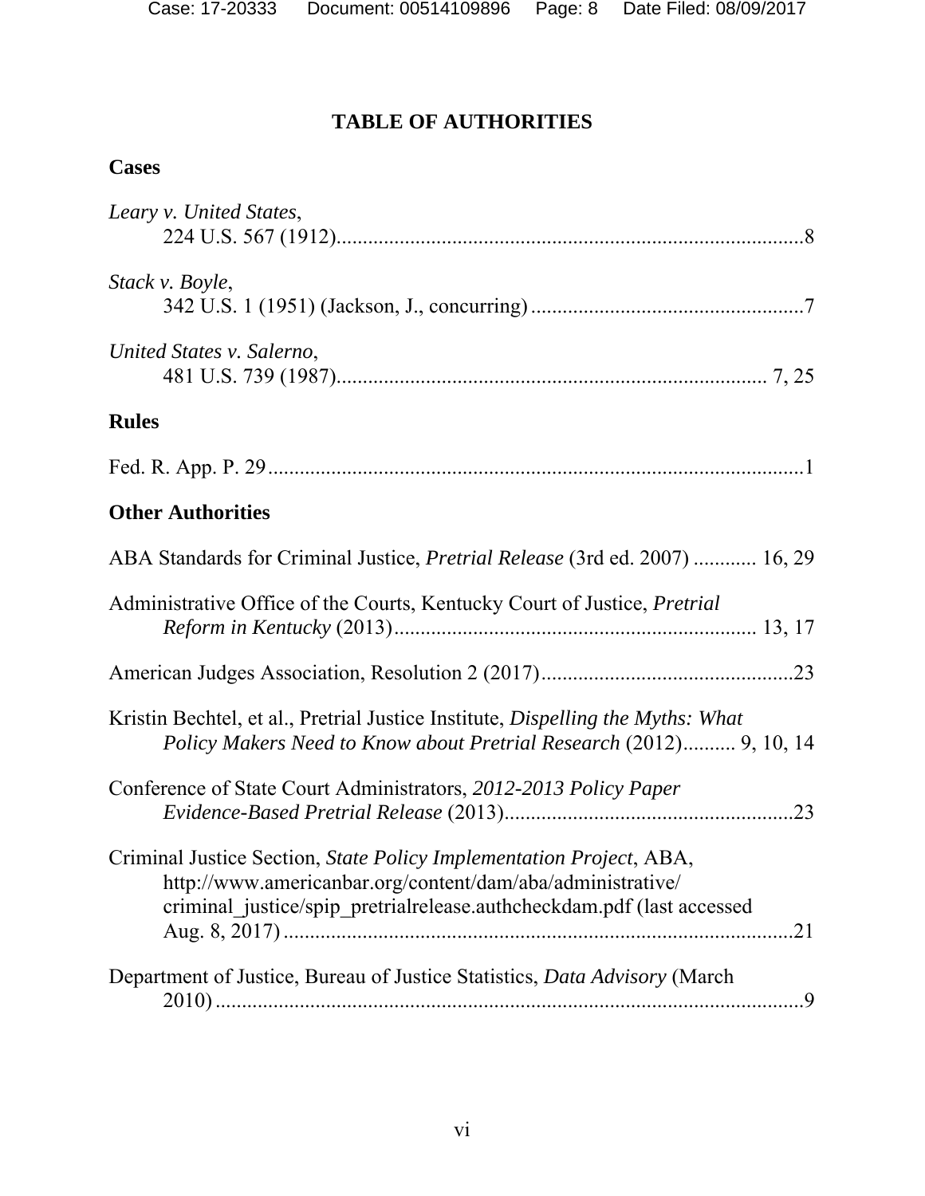# TABLE OF AUTHORITIES

## Cases

*Leary v. United States*,
224 U.S. 567 (1912)........................................................................................8

*Stack v. Boyle*,
342 U.S. 1 (1951) (Jackson, J., concurring) ...................................................7

*United States v. Salerno*,
481 U.S. 739 (1987)................................................................................ 7, 25

## Rules

Fed. R. App. P. 29......................................................................................................1

## Other Authorities

ABA Standards for Criminal Justice, *Pretrial Release* (3rd ed. 2007) ............ 16, 29

Administrative Office of the Courts, Kentucky Court of Justice, *Pretrial Reform in Kentucky* (2013).................................................................... 13, 17

American Judges Association, Resolution 2 (2017)................................................23

Kristin Bechtel, et al., Pretrial Justice Institute, *Dispelling the Myths: What Policy Makers Need to Know about Pretrial Research* (2012).......... 9, 10, 14

Conference of State Court Administrators, *2012-2013 Policy Paper Evidence-Based Pretrial Release* (2013).......................................................23

Criminal Justice Section, *State Policy Implementation Project*, ABA, http://www.americanbar.org/content/dam/aba/administrative/criminal_justice/spip_pretrialrelease.authcheckdam.pdf (last accessed Aug. 8, 2017) ................................................................................................21

Department of Justice, Bureau of Justice Statistics, *Data Advisory* (March 2010) ................................................................................................................9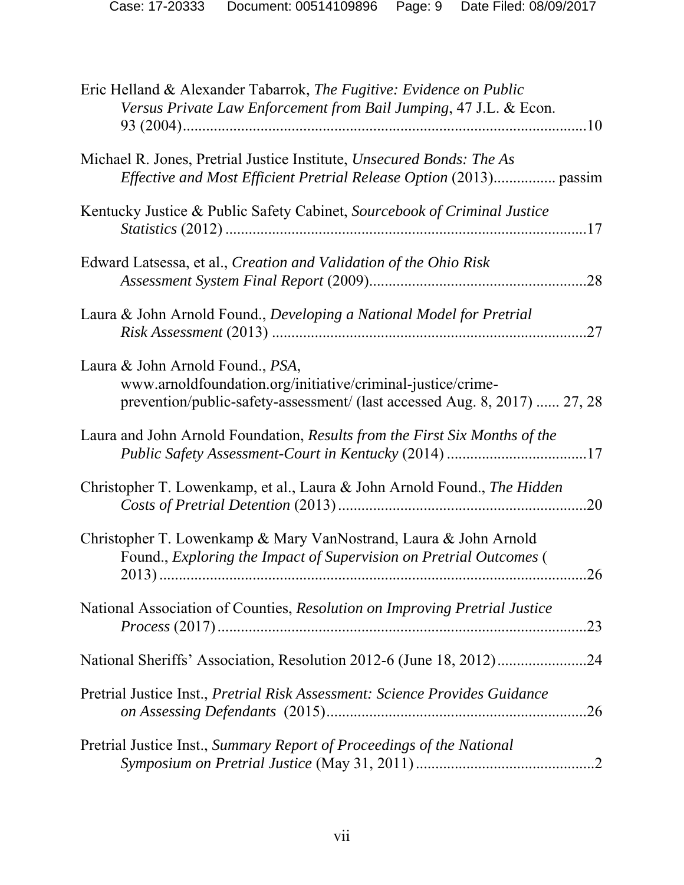Eric Helland & Alexander Tabarrok, *The Fugitive: Evidence on Public Versus Private Law Enforcement from Bail Jumping*, 47 J.L. & Econ. 93 (2004)........................................................................................................10

Michael R. Jones, Pretrial Justice Institute, *Unsecured Bonds: The As Effective and Most Efficient Pretrial Release Option* (2013)................ passim

Kentucky Justice & Public Safety Cabinet, *Sourcebook of Criminal Justice Statistics* (2012) ............................................................................................17

Edward Latsessa, et al., *Creation and Validation of the Ohio Risk Assessment System Final Report* (2009).......................................................28

Laura & John Arnold Found., *Developing a National Model for Pretrial Risk Assessment* (2013) ................................................................................27

Laura & John Arnold Found., *PSA*, www.arnoldfoundation.org/initiative/criminal-justice/crime-prevention/public-safety-assessment/ (last accessed Aug. 8, 2017) ...... 27, 28

Laura and John Arnold Foundation, *Results from the First Six Months of the Public Safety Assessment-Court in Kentucky* (2014) ....................................17

Christopher T. Lowenkamp, et al., Laura & John Arnold Found., *The Hidden Costs of Pretrial Detention* (2013) ................................................................20

Christopher T. Lowenkamp & Mary VanNostrand, Laura & John Arnold Found., *Exploring the Impact of Supervision on Pretrial Outcomes* ( 2013) ..............................................................................................................26

National Association of Counties, *Resolution on Improving Pretrial Justice Process* (2017)...............................................................................................23

National Sheriffs' Association, Resolution 2012-6 (June 18, 2012).......................24

Pretrial Justice Inst., *Pretrial Risk Assessment: Science Provides Guidance on Assessing Defendants* (2015)...................................................................26

Pretrial Justice Inst., *Summary Report of Proceedings of the National Symposium on Pretrial Justice* (May 31, 2011) ..............................................2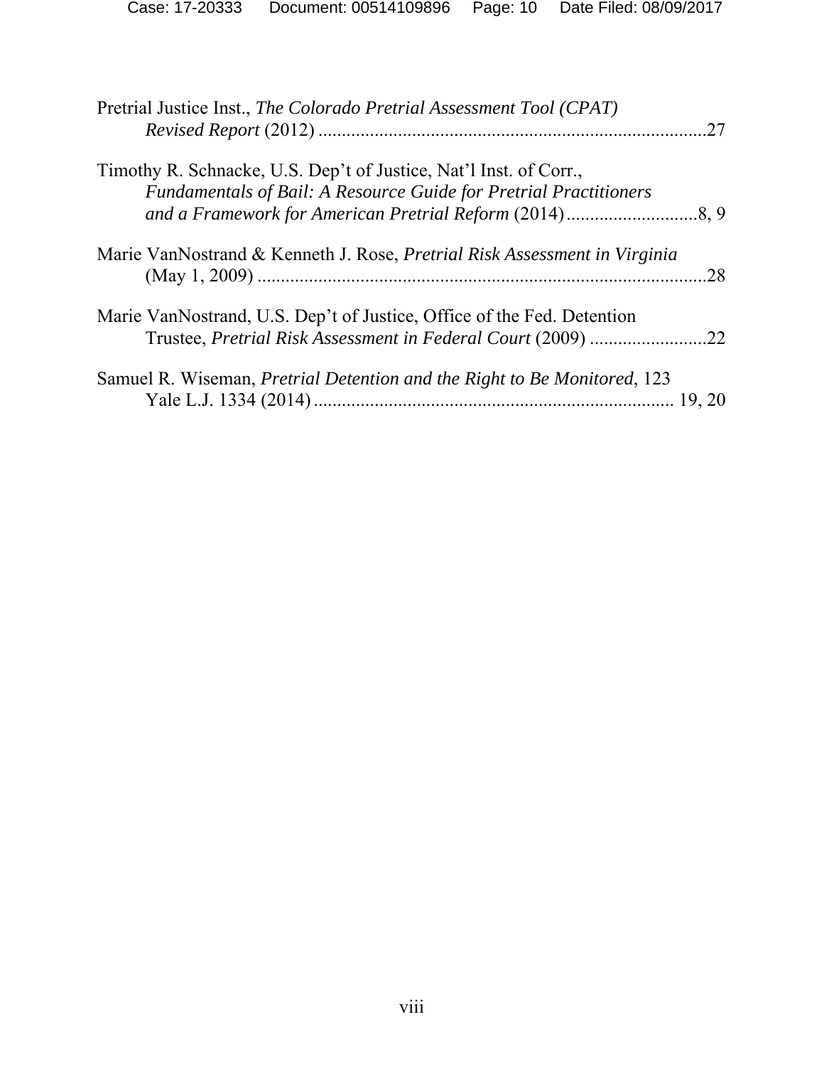Pretrial Justice Inst., *The Colorado Pretrial Assessment Tool (CPAT) Revised Report* (2012) ..................................................................................27

Timothy R. Schnacke, U.S. Dep't of Justice, Nat'l Inst. of Corr., *Fundamentals of Bail: A Resource Guide for Pretrial Practitioners and a Framework for American Pretrial Reform* (2014)............................8, 9

Marie VanNostrand & Kenneth J. Rose, *Pretrial Risk Assessment in Virginia* (May 1, 2009) ...............................................................................................28

Marie VanNostrand, U.S. Dep't of Justice, Office of the Fed. Detention Trustee, *Pretrial Risk Assessment in Federal Court* (2009) .........................22

Samuel R. Wiseman, *Pretrial Detention and the Right to Be Monitored*, 123 Yale L.J. 1334 (2014)............................................................................ 19, 20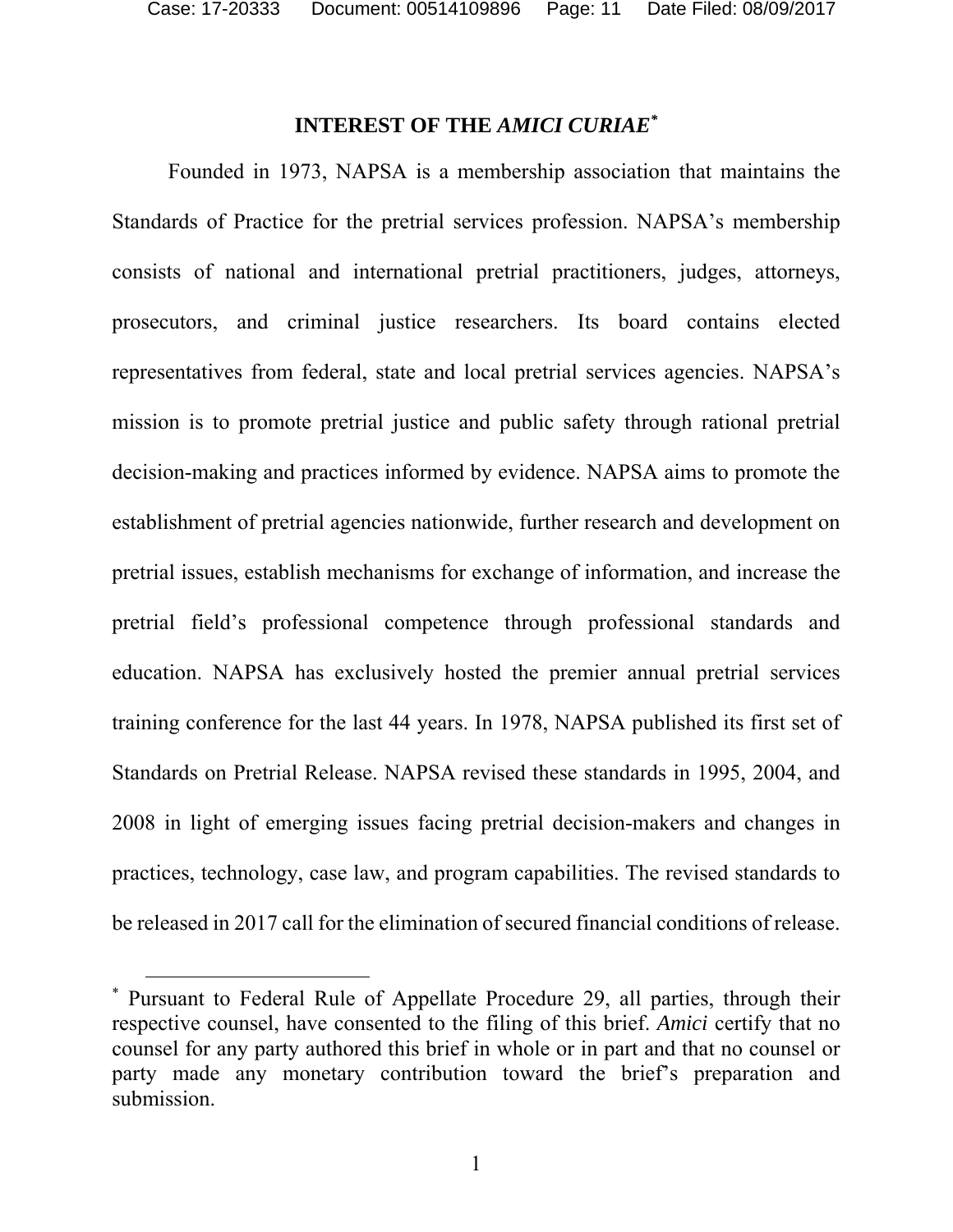# INTEREST OF THE *AMICI CURIAE*[*]

Founded in 1973, NAPSA is a membership association that maintains the Standards of Practice for the pretrial services profession. NAPSA's membership consists of national and international pretrial practitioners, judges, attorneys, prosecutors, and criminal justice researchers. Its board contains elected representatives from federal, state and local pretrial services agencies. NAPSA's mission is to promote pretrial justice and public safety through rational pretrial decision-making and practices informed by evidence. NAPSA aims to promote the establishment of pretrial agencies nationwide, further research and development on pretrial issues, establish mechanisms for exchange of information, and increase the pretrial field's professional competence through professional standards and education. NAPSA has exclusively hosted the premier annual pretrial services training conference for the last 44 years. In 1978, NAPSA published its first set of Standards on Pretrial Release. NAPSA revised these standards in 1995, 2004, and 2008 in light of emerging issues facing pretrial decision-makers and changes in practices, technology, case law, and program capabilities. The revised standards to be released in 2017 call for the elimination of secured financial conditions of release.

---

[*] Pursuant to Federal Rule of Appellate Procedure 29, all parties, through their respective counsel, have consented to the filing of this brief. *Amici* certify that no counsel for any party authored this brief in whole or in part and that no counsel or party made any monetary contribution toward the brief's preparation and submission.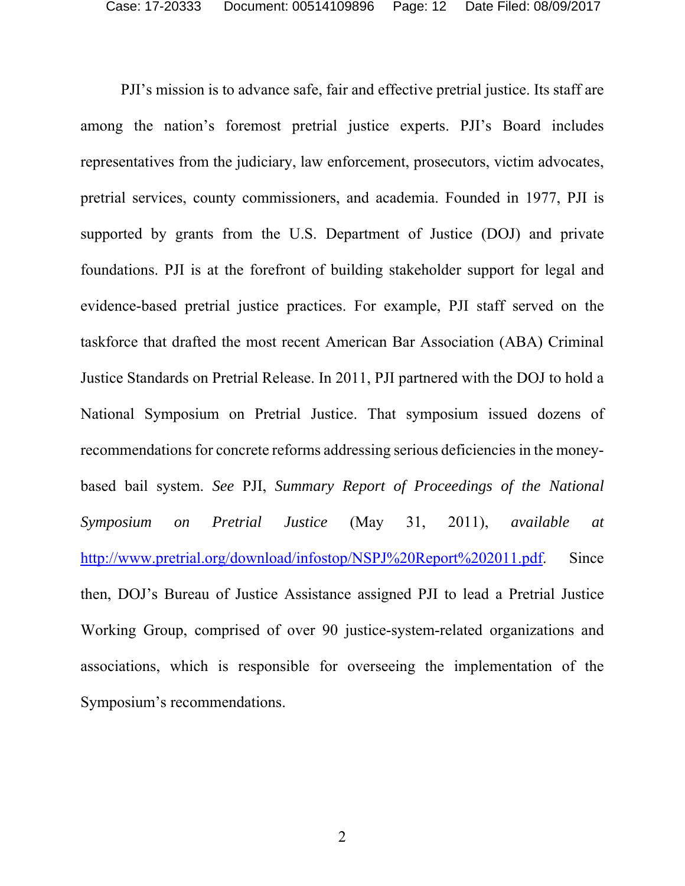PJI's mission is to advance safe, fair and effective pretrial justice. Its staff are among the nation's foremost pretrial justice experts. PJI's Board includes representatives from the judiciary, law enforcement, prosecutors, victim advocates, pretrial services, county commissioners, and academia. Founded in 1977, PJI is supported by grants from the U.S. Department of Justice (DOJ) and private foundations. PJI is at the forefront of building stakeholder support for legal and evidence-based pretrial justice practices. For example, PJI staff served on the taskforce that drafted the most recent American Bar Association (ABA) Criminal Justice Standards on Pretrial Release. In 2011, PJI partnered with the DOJ to hold a National Symposium on Pretrial Justice. That symposium issued dozens of recommendations for concrete reforms addressing serious deficiencies in the money-based bail system. *See* PJI, *Summary Report of Proceedings of the National Symposium on Pretrial Justice* (May 31, 2011), *available at* http://www.pretrial.org/download/infostop/NSPJ%20Report%202011.pdf. Since then, DOJ's Bureau of Justice Assistance assigned PJI to lead a Pretrial Justice Working Group, comprised of over 90 justice-system-related organizations and associations, which is responsible for overseeing the implementation of the Symposium's recommendations.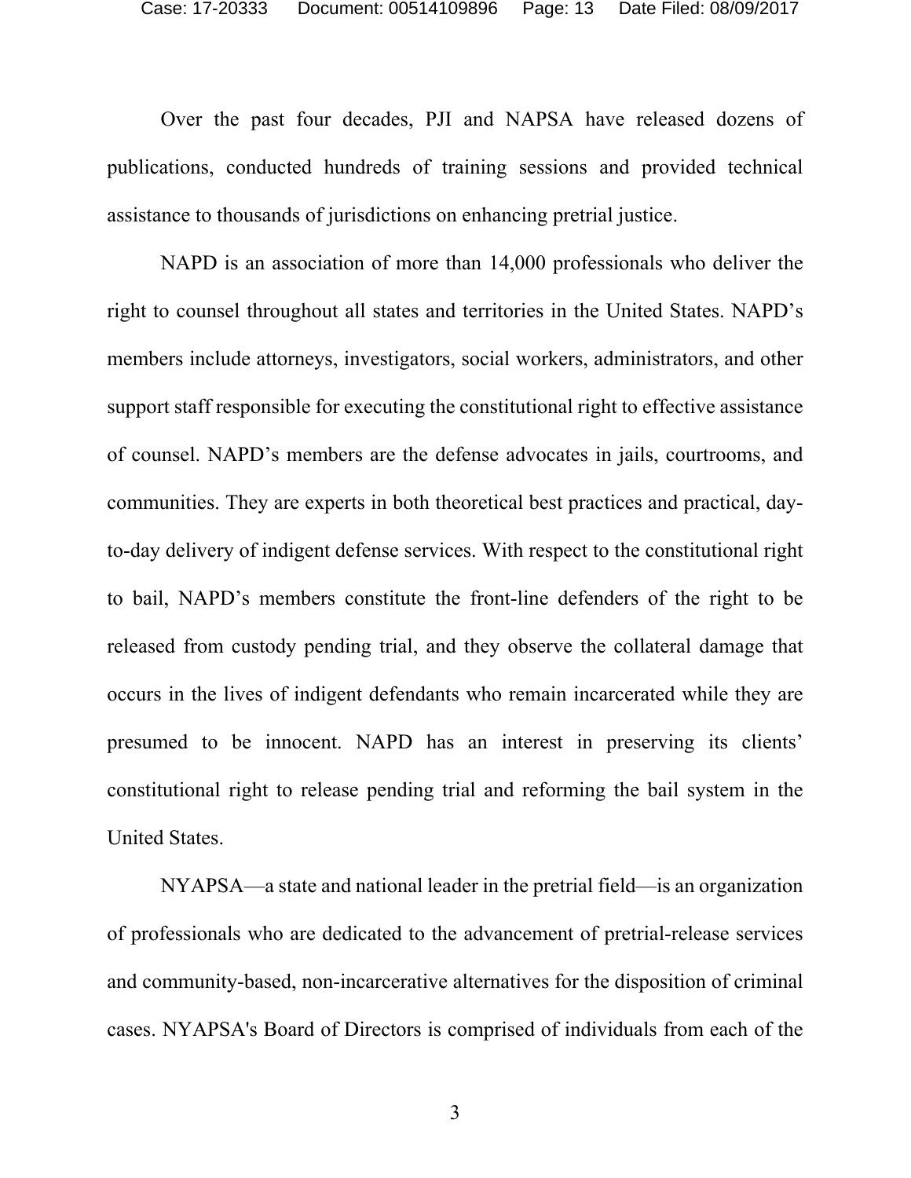Over the past four decades, PJI and NAPSA have released dozens of publications, conducted hundreds of training sessions and provided technical assistance to thousands of jurisdictions on enhancing pretrial justice.

NAPD is an association of more than 14,000 professionals who deliver the right to counsel throughout all states and territories in the United States. NAPD's members include attorneys, investigators, social workers, administrators, and other support staff responsible for executing the constitutional right to effective assistance of counsel. NAPD's members are the defense advocates in jails, courtrooms, and communities. They are experts in both theoretical best practices and practical, day-to-day delivery of indigent defense services. With respect to the constitutional right to bail, NAPD's members constitute the front-line defenders of the right to be released from custody pending trial, and they observe the collateral damage that occurs in the lives of indigent defendants who remain incarcerated while they are presumed to be innocent. NAPD has an interest in preserving its clients' constitutional right to release pending trial and reforming the bail system in the United States.

NYAPSA—a state and national leader in the pretrial field—is an organization of professionals who are dedicated to the advancement of pretrial-release services and community-based, non-incarcerative alternatives for the disposition of criminal cases. NYAPSA's Board of Directors is comprised of individuals from each of the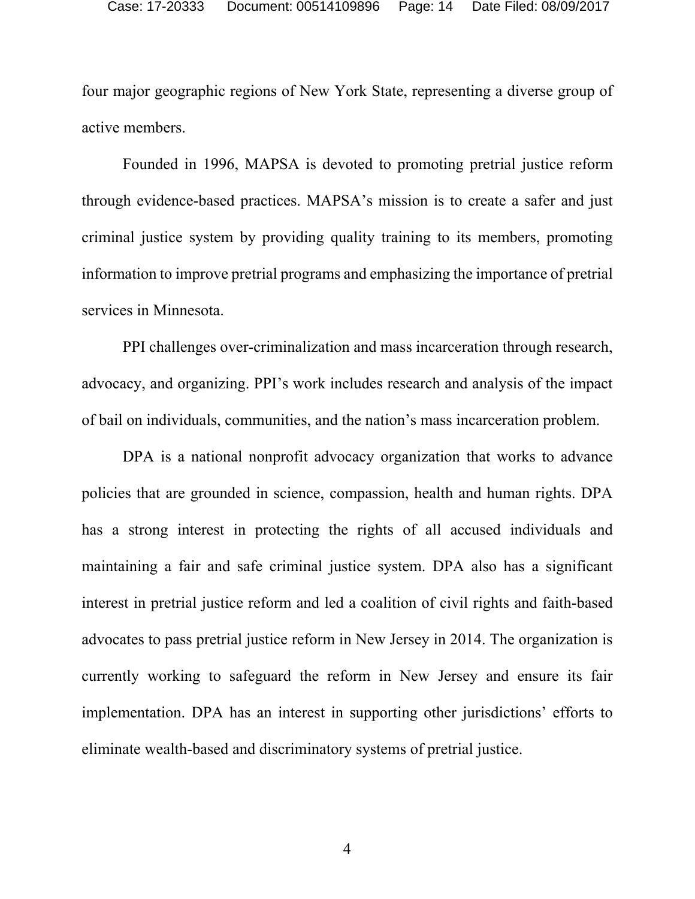four major geographic regions of New York State, representing a diverse group of active members.

Founded in 1996, MAPSA is devoted to promoting pretrial justice reform through evidence-based practices. MAPSA's mission is to create a safer and just criminal justice system by providing quality training to its members, promoting information to improve pretrial programs and emphasizing the importance of pretrial services in Minnesota.

PPI challenges over-criminalization and mass incarceration through research, advocacy, and organizing. PPI's work includes research and analysis of the impact of bail on individuals, communities, and the nation's mass incarceration problem.

DPA is a national nonprofit advocacy organization that works to advance policies that are grounded in science, compassion, health and human rights. DPA has a strong interest in protecting the rights of all accused individuals and maintaining a fair and safe criminal justice system. DPA also has a significant interest in pretrial justice reform and led a coalition of civil rights and faith-based advocates to pass pretrial justice reform in New Jersey in 2014. The organization is currently working to safeguard the reform in New Jersey and ensure its fair implementation. DPA has an interest in supporting other jurisdictions' efforts to eliminate wealth-based and discriminatory systems of pretrial justice.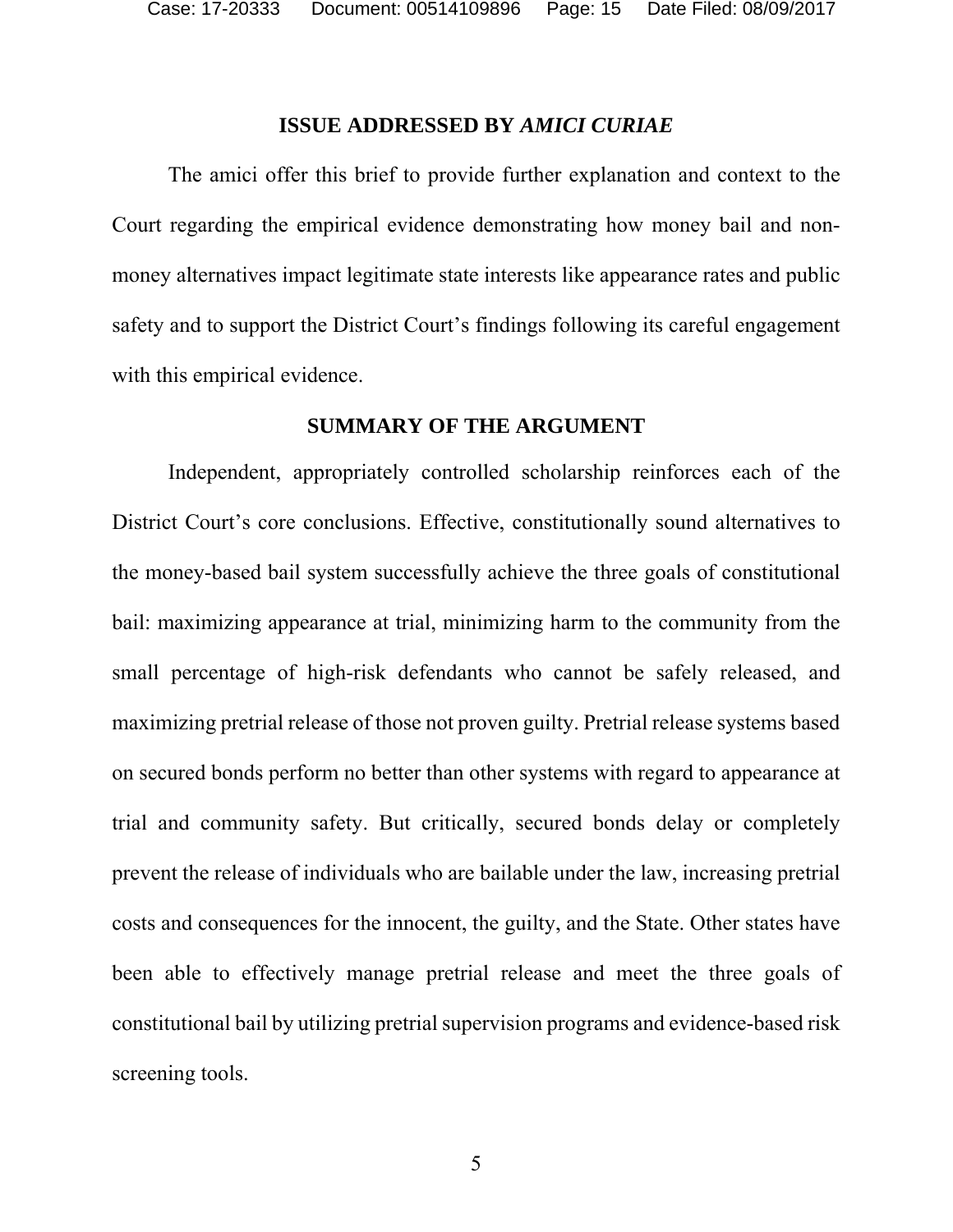## ISSUE ADDRESSED BY *AMICI CURIAE*

The amici offer this brief to provide further explanation and context to the Court regarding the empirical evidence demonstrating how money bail and non-money alternatives impact legitimate state interests like appearance rates and public safety and to support the District Court's findings following its careful engagement with this empirical evidence.

## SUMMARY OF THE ARGUMENT

Independent, appropriately controlled scholarship reinforces each of the District Court's core conclusions. Effective, constitutionally sound alternatives to the money-based bail system successfully achieve the three goals of constitutional bail: maximizing appearance at trial, minimizing harm to the community from the small percentage of high-risk defendants who cannot be safely released, and maximizing pretrial release of those not proven guilty. Pretrial release systems based on secured bonds perform no better than other systems with regard to appearance at trial and community safety. But critically, secured bonds delay or completely prevent the release of individuals who are bailable under the law, increasing pretrial costs and consequences for the innocent, the guilty, and the State. Other states have been able to effectively manage pretrial release and meet the three goals of constitutional bail by utilizing pretrial supervision programs and evidence-based risk screening tools.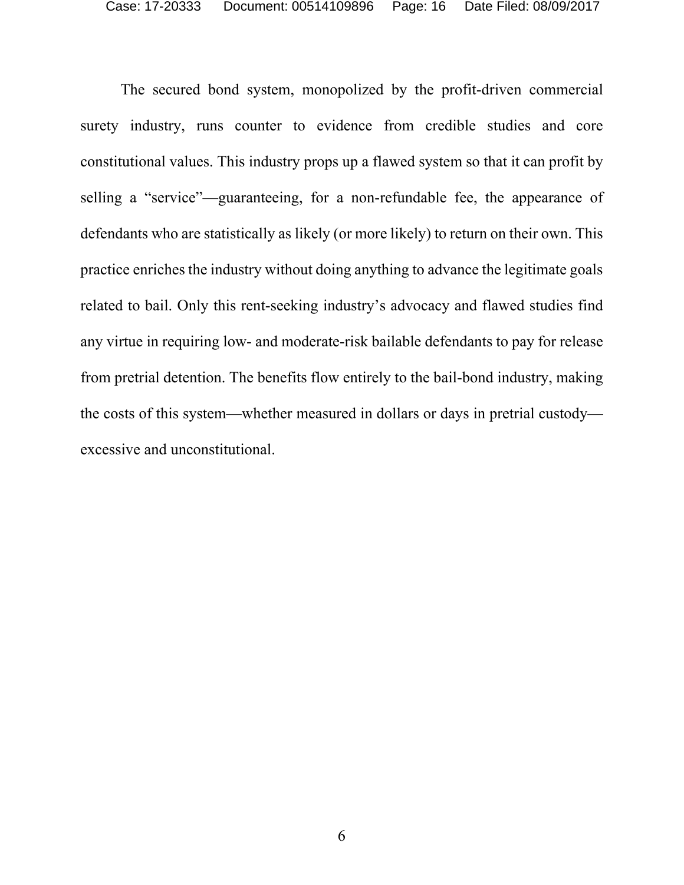The secured bond system, monopolized by the profit-driven commercial surety industry, runs counter to evidence from credible studies and core constitutional values. This industry props up a flawed system so that it can profit by selling a "service"—guaranteeing, for a non-refundable fee, the appearance of defendants who are statistically as likely (or more likely) to return on their own. This practice enriches the industry without doing anything to advance the legitimate goals related to bail. Only this rent-seeking industry's advocacy and flawed studies find any virtue in requiring low- and moderate-risk bailable defendants to pay for release from pretrial detention. The benefits flow entirely to the bail-bond industry, making the costs of this system—whether measured in dollars or days in pretrial custody—excessive and unconstitutional.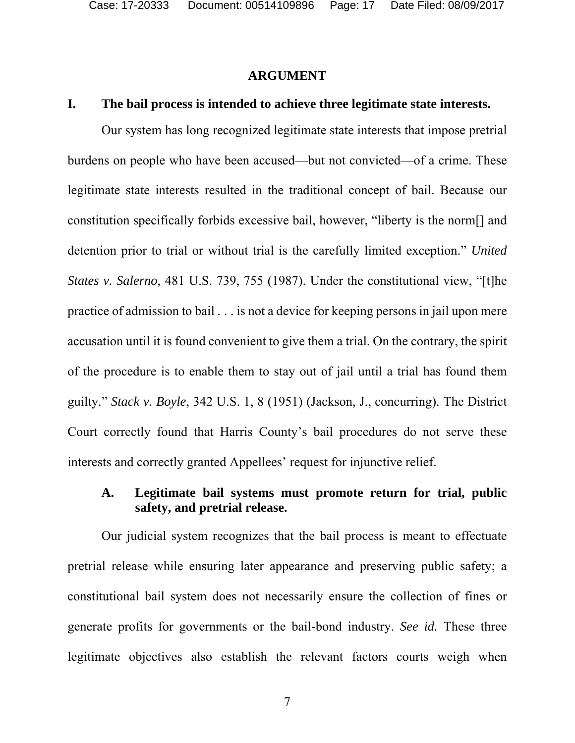## ARGUMENT

### I. The bail process is intended to achieve three legitimate state interests.

Our system has long recognized legitimate state interests that impose pretrial burdens on people who have been accused—but not convicted—of a crime. These legitimate state interests resulted in the traditional concept of bail. Because our constitution specifically forbids excessive bail, however, "liberty is the norm[] and detention prior to trial or without trial is the carefully limited exception." *United States v. Salerno*, 481 U.S. 739, 755 (1987). Under the constitutional view, "[t]he practice of admission to bail . . . is not a device for keeping persons in jail upon mere accusation until it is found convenient to give them a trial. On the contrary, the spirit of the procedure is to enable them to stay out of jail until a trial has found them guilty." *Stack v. Boyle*, 342 U.S. 1, 8 (1951) (Jackson, J., concurring). The District Court correctly found that Harris County's bail procedures do not serve these interests and correctly granted Appellees' request for injunctive relief.

#### A. Legitimate bail systems must promote return for trial, public safety, and pretrial release.

Our judicial system recognizes that the bail process is meant to effectuate pretrial release while ensuring later appearance and preserving public safety; a constitutional bail system does not necessarily ensure the collection of fines or generate profits for governments or the bail-bond industry. *See id.* These three legitimate objectives also establish the relevant factors courts weigh when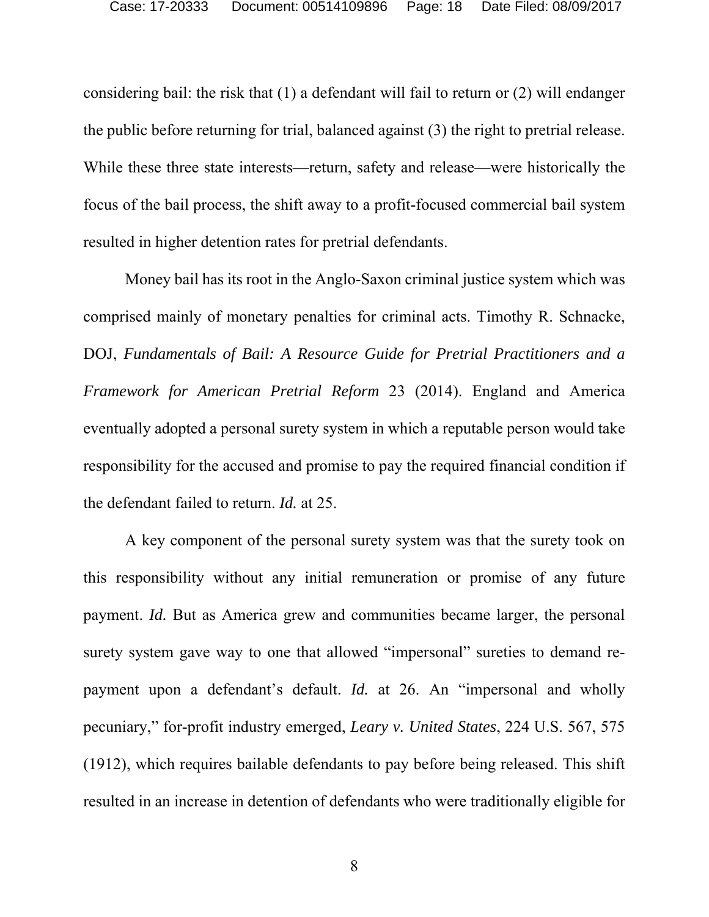considering bail: the risk that (1) a defendant will fail to return or (2) will endanger the public before returning for trial, balanced against (3) the right to pretrial release. While these three state interests—return, safety and release—were historically the focus of the bail process, the shift away to a profit-focused commercial bail system resulted in higher detention rates for pretrial defendants.

Money bail has its root in the Anglo-Saxon criminal justice system which was comprised mainly of monetary penalties for criminal acts. Timothy R. Schnacke, DOJ, *Fundamentals of Bail: A Resource Guide for Pretrial Practitioners and a Framework for American Pretrial Reform* 23 (2014). England and America eventually adopted a personal surety system in which a reputable person would take responsibility for the accused and promise to pay the required financial condition if the defendant failed to return. *Id.* at 25.

A key component of the personal surety system was that the surety took on this responsibility without any initial remuneration or promise of any future payment. *Id.* But as America grew and communities became larger, the personal surety system gave way to one that allowed "impersonal" sureties to demand re-payment upon a defendant's default. *Id.* at 26. An "impersonal and wholly pecuniary," for-profit industry emerged, *Leary v. United States*, 224 U.S. 567, 575 (1912), which requires bailable defendants to pay before being released. This shift resulted in an increase in detention of defendants who were traditionally eligible for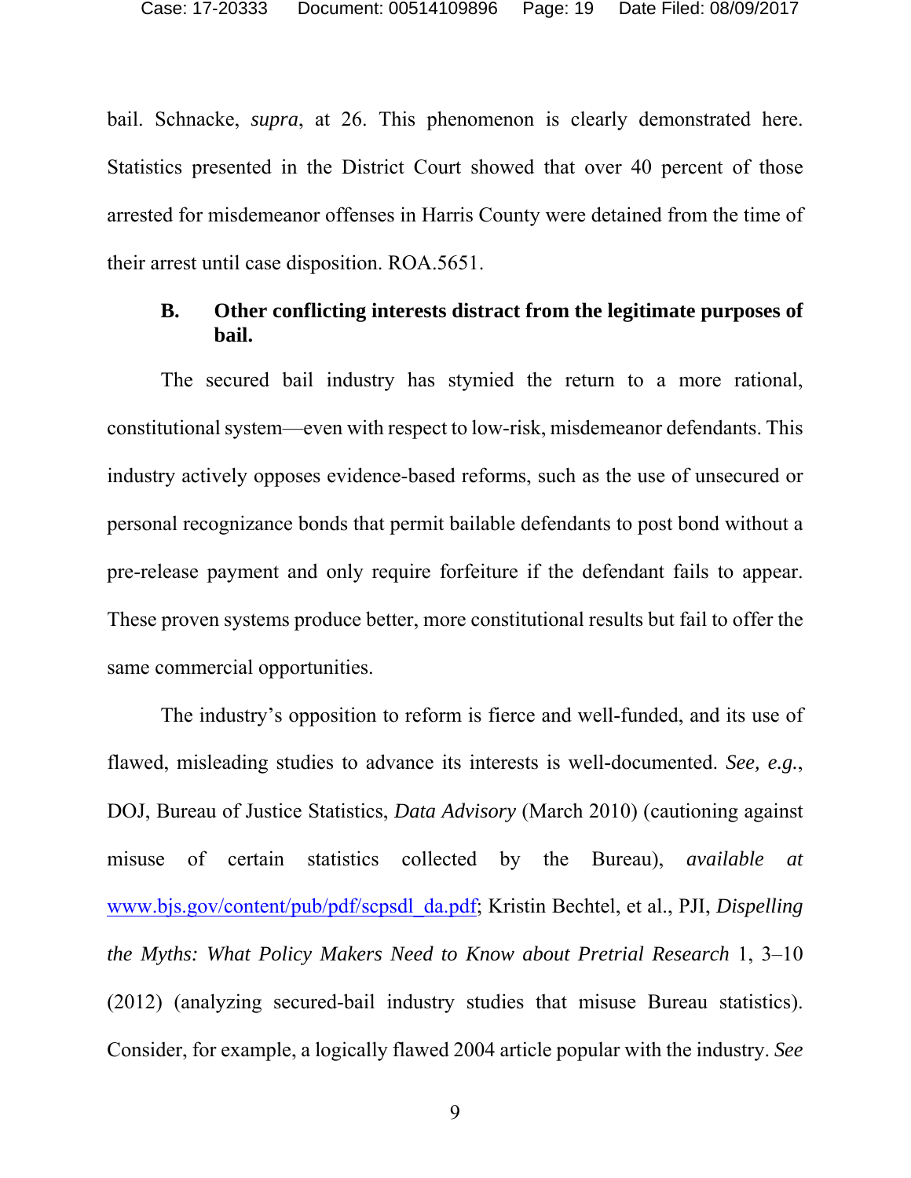bail. Schnacke, *supra*, at 26. This phenomenon is clearly demonstrated here. Statistics presented in the District Court showed that over 40 percent of those arrested for misdemeanor offenses in Harris County were detained from the time of their arrest until case disposition. ROA.5651.

### B. Other conflicting interests distract from the legitimate purposes of bail.

The secured bail industry has stymied the return to a more rational, constitutional system—even with respect to low-risk, misdemeanor defendants. This industry actively opposes evidence-based reforms, such as the use of unsecured or personal recognizance bonds that permit bailable defendants to post bond without a pre-release payment and only require forfeiture if the defendant fails to appear. These proven systems produce better, more constitutional results but fail to offer the same commercial opportunities.

The industry's opposition to reform is fierce and well-funded, and its use of flawed, misleading studies to advance its interests is well-documented. *See, e.g.*, DOJ, Bureau of Justice Statistics, *Data Advisory* (March 2010) (cautioning against misuse of certain statistics collected by the Bureau), *available at* www.bjs.gov/content/pub/pdf/scpsdl_da.pdf; Kristin Bechtel, et al., PJI, *Dispelling the Myths: What Policy Makers Need to Know about Pretrial Research* 1, 3–10 (2012) (analyzing secured-bail industry studies that misuse Bureau statistics). Consider, for example, a logically flawed 2004 article popular with the industry. *See*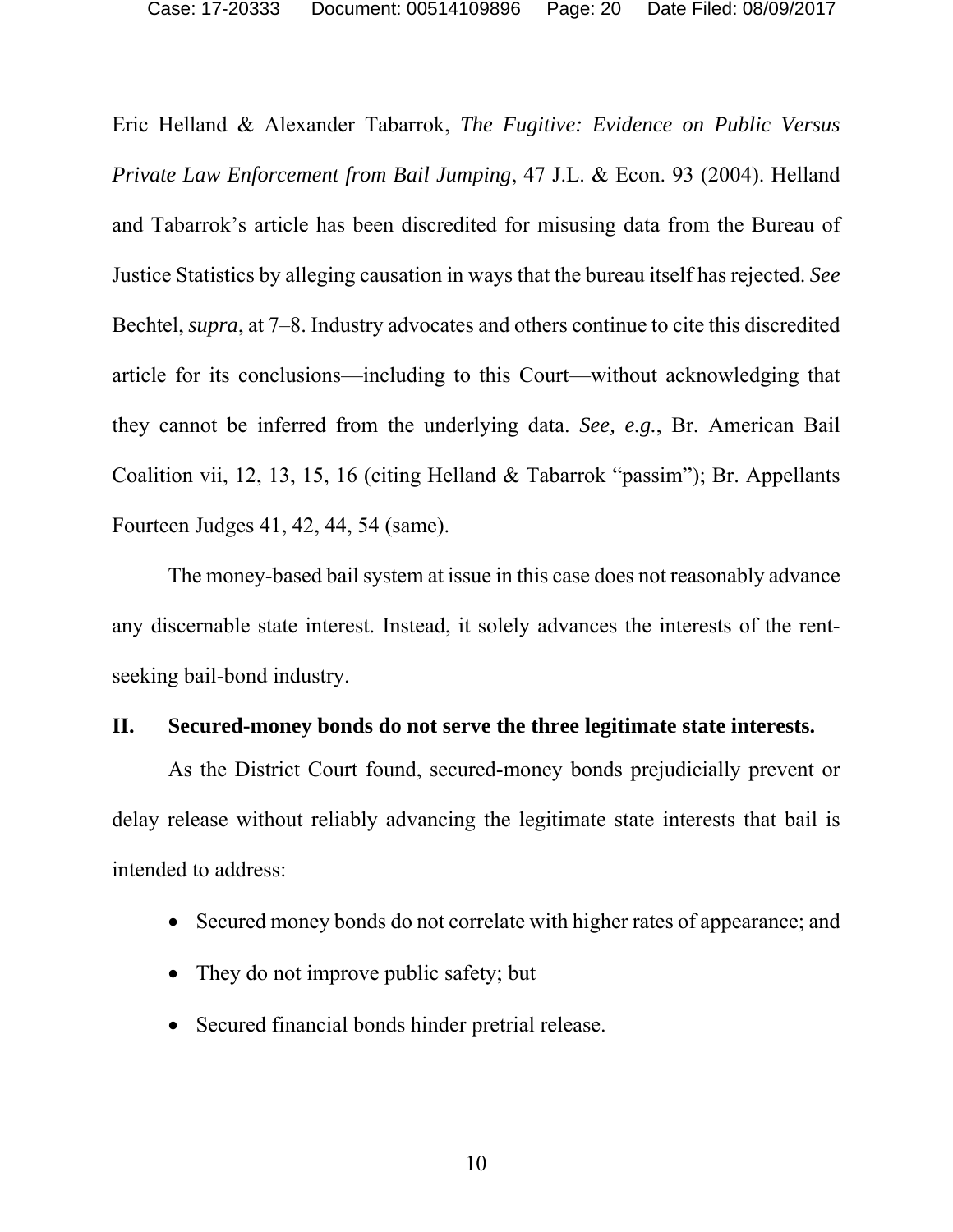Eric Helland & Alexander Tabarrok, *The Fugitive: Evidence on Public Versus Private Law Enforcement from Bail Jumping*, 47 J.L. & Econ. 93 (2004). Helland and Tabarrok's article has been discredited for misusing data from the Bureau of Justice Statistics by alleging causation in ways that the bureau itself has rejected. *See* Bechtel, *supra*, at 7–8. Industry advocates and others continue to cite this discredited article for its conclusions—including to this Court—without acknowledging that they cannot be inferred from the underlying data. *See, e.g.*, Br. American Bail Coalition vii, 12, 13, 15, 16 (citing Helland & Tabarrok "passim"); Br. Appellants Fourteen Judges 41, 42, 44, 54 (same).

The money-based bail system at issue in this case does not reasonably advance any discernable state interest. Instead, it solely advances the interests of the rent-seeking bail-bond industry.

## II. Secured-money bonds do not serve the three legitimate state interests.

As the District Court found, secured-money bonds prejudicially prevent or delay release without reliably advancing the legitimate state interests that bail is intended to address:

- Secured money bonds do not correlate with higher rates of appearance; and
- They do not improve public safety; but
- Secured financial bonds hinder pretrial release.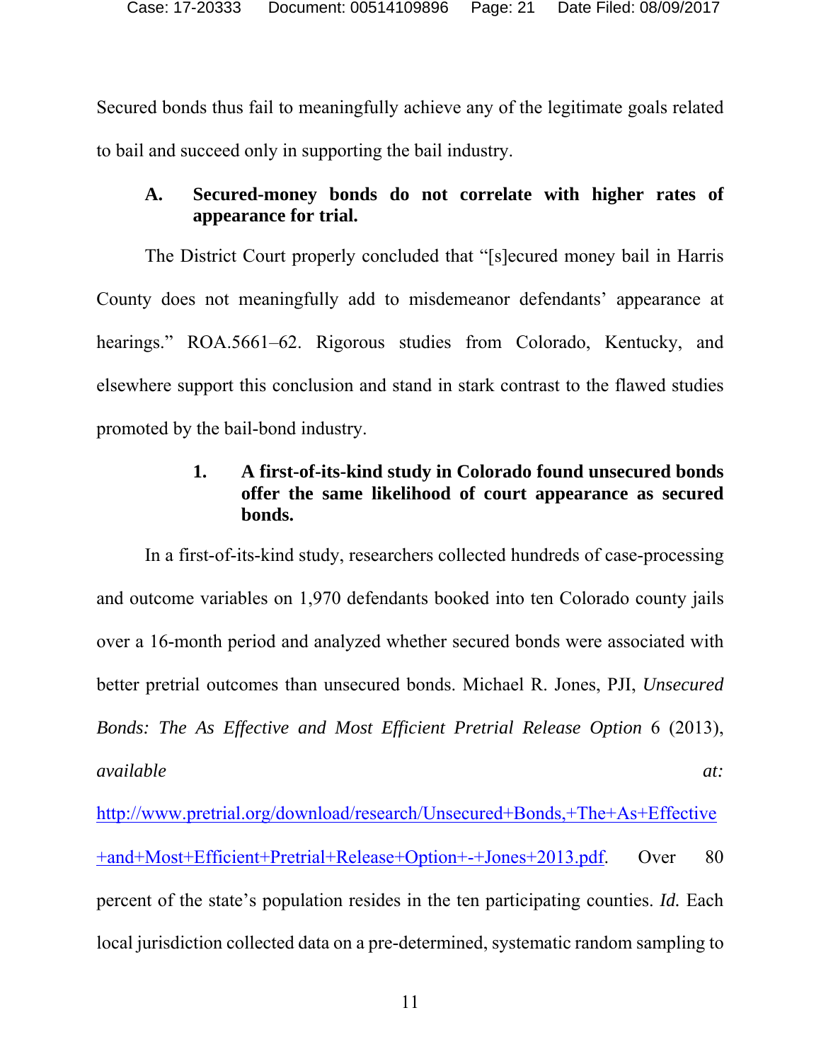Secured bonds thus fail to meaningfully achieve any of the legitimate goals related to bail and succeed only in supporting the bail industry.

### A. Secured-money bonds do not correlate with higher rates of appearance for trial.

The District Court properly concluded that "[s]ecured money bail in Harris County does not meaningfully add to misdemeanor defendants' appearance at hearings." ROA.5661–62. Rigorous studies from Colorado, Kentucky, and elsewhere support this conclusion and stand in stark contrast to the flawed studies promoted by the bail-bond industry.

#### 1. A first-of-its-kind study in Colorado found unsecured bonds offer the same likelihood of court appearance as secured bonds.

In a first-of-its-kind study, researchers collected hundreds of case-processing and outcome variables on 1,970 defendants booked into ten Colorado county jails over a 16-month period and analyzed whether secured bonds were associated with better pretrial outcomes than unsecured bonds. Michael R. Jones, PJI, *Unsecured Bonds: The As Effective and Most Efficient Pretrial Release Option* 6 (2013), *available at:* http://www.pretrial.org/download/research/Unsecured+Bonds,+The+As+Effective+and+Most+Efficient+Pretrial+Release+Option+-+Jones+2013.pdf. Over 80 percent of the state's population resides in the ten participating counties. *Id.* Each local jurisdiction collected data on a pre-determined, systematic random sampling to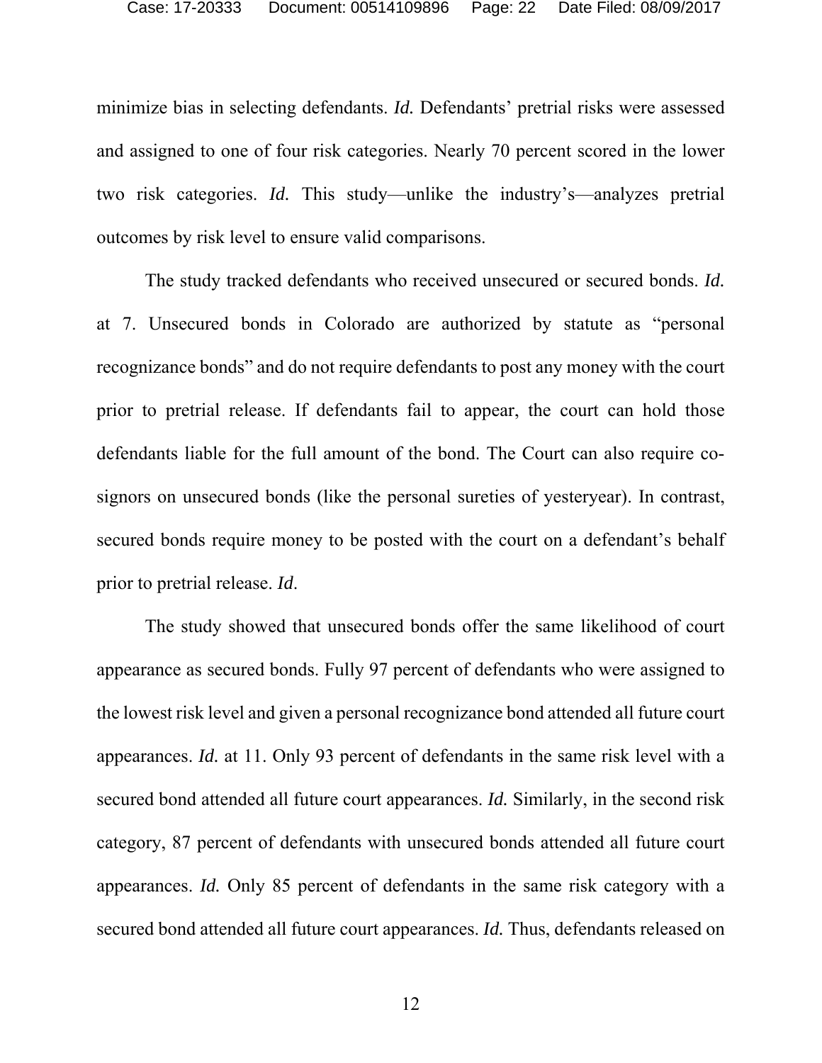minimize bias in selecting defendants. *Id.* Defendants' pretrial risks were assessed and assigned to one of four risk categories. Nearly 70 percent scored in the lower two risk categories. *Id.* This study—unlike the industry's—analyzes pretrial outcomes by risk level to ensure valid comparisons.

The study tracked defendants who received unsecured or secured bonds. *Id.* at 7. Unsecured bonds in Colorado are authorized by statute as "personal recognizance bonds" and do not require defendants to post any money with the court prior to pretrial release. If defendants fail to appear, the court can hold those defendants liable for the full amount of the bond. The Court can also require co-signors on unsecured bonds (like the personal sureties of yesteryear). In contrast, secured bonds require money to be posted with the court on a defendant's behalf prior to pretrial release. *Id*.

The study showed that unsecured bonds offer the same likelihood of court appearance as secured bonds. Fully 97 percent of defendants who were assigned to the lowest risk level and given a personal recognizance bond attended all future court appearances. *Id.* at 11. Only 93 percent of defendants in the same risk level with a secured bond attended all future court appearances. *Id.* Similarly, in the second risk category, 87 percent of defendants with unsecured bonds attended all future court appearances. *Id.* Only 85 percent of defendants in the same risk category with a secured bond attended all future court appearances. *Id.* Thus, defendants released on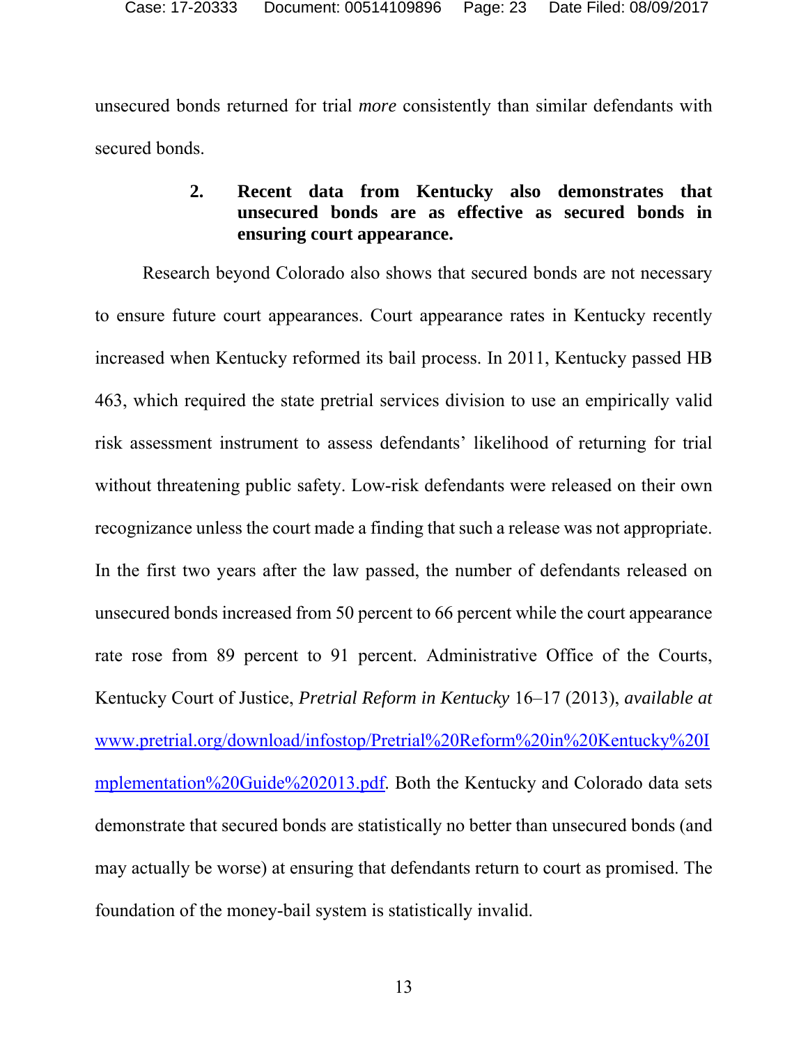unsecured bonds returned for trial *more* consistently than similar defendants with secured bonds.

### 2. Recent data from Kentucky also demonstrates that unsecured bonds are as effective as secured bonds in ensuring court appearance.

Research beyond Colorado also shows that secured bonds are not necessary to ensure future court appearances. Court appearance rates in Kentucky recently increased when Kentucky reformed its bail process. In 2011, Kentucky passed HB 463, which required the state pretrial services division to use an empirically valid risk assessment instrument to assess defendants' likelihood of returning for trial without threatening public safety. Low-risk defendants were released on their own recognizance unless the court made a finding that such a release was not appropriate. In the first two years after the law passed, the number of defendants released on unsecured bonds increased from 50 percent to 66 percent while the court appearance rate rose from 89 percent to 91 percent. Administrative Office of the Courts, Kentucky Court of Justice, *Pretrial Reform in Kentucky* 16–17 (2013), *available at* [www.pretrial.org/download/infostop/Pretrial%20Reform%20in%20Kentucky%20Implementation%20Guide%202013.pdf](www.pretrial.org/download/infostop/Pretrial%20Reform%20in%20Kentucky%20Implementation%20Guide%202013.pdf). Both the Kentucky and Colorado data sets demonstrate that secured bonds are statistically no better than unsecured bonds (and may actually be worse) at ensuring that defendants return to court as promised. The foundation of the money-bail system is statistically invalid.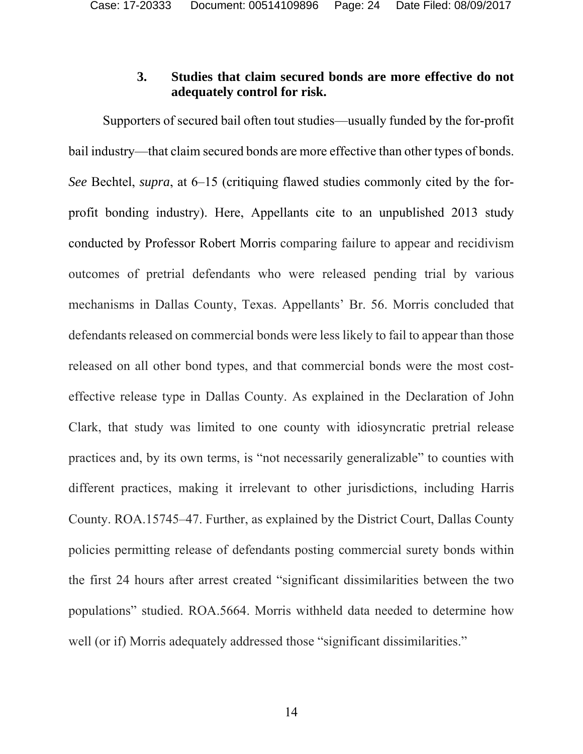### 3. Studies that claim secured bonds are more effective do not adequately control for risk.

Supporters of secured bail often tout studies—usually funded by the for-profit bail industry—that claim secured bonds are more effective than other types of bonds. *See* Bechtel, *supra*, at 6–15 (critiquing flawed studies commonly cited by the for-profit bonding industry). Here, Appellants cite to an unpublished 2013 study conducted by Professor Robert Morris comparing failure to appear and recidivism outcomes of pretrial defendants who were released pending trial by various mechanisms in Dallas County, Texas. Appellants' Br. 56. Morris concluded that defendants released on commercial bonds were less likely to fail to appear than those released on all other bond types, and that commercial bonds were the most cost-effective release type in Dallas County. As explained in the Declaration of John Clark, that study was limited to one county with idiosyncratic pretrial release practices and, by its own terms, is "not necessarily generalizable" to counties with different practices, making it irrelevant to other jurisdictions, including Harris County. ROA.15745–47. Further, as explained by the District Court, Dallas County policies permitting release of defendants posting commercial surety bonds within the first 24 hours after arrest created "significant dissimilarities between the two populations" studied. ROA.5664. Morris withheld data needed to determine how well (or if) Morris adequately addressed those "significant dissimilarities."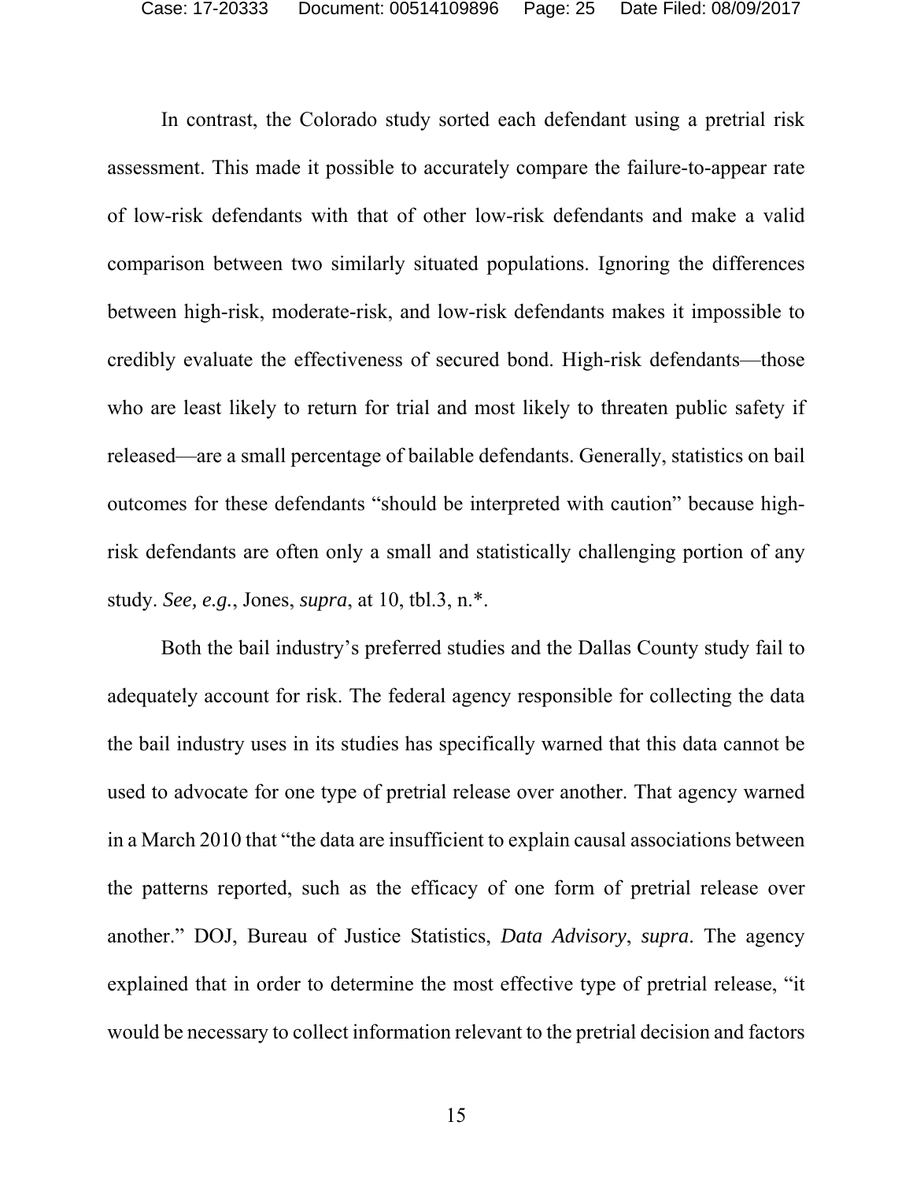In contrast, the Colorado study sorted each defendant using a pretrial risk assessment. This made it possible to accurately compare the failure-to-appear rate of low-risk defendants with that of other low-risk defendants and make a valid comparison between two similarly situated populations. Ignoring the differences between high-risk, moderate-risk, and low-risk defendants makes it impossible to credibly evaluate the effectiveness of secured bond. High-risk defendants—those who are least likely to return for trial and most likely to threaten public safety if released—are a small percentage of bailable defendants. Generally, statistics on bail outcomes for these defendants "should be interpreted with caution" because high-risk defendants are often only a small and statistically challenging portion of any study. *See, e.g.*, Jones, *supra*, at 10, tbl.3, n.*.

Both the bail industry's preferred studies and the Dallas County study fail to adequately account for risk. The federal agency responsible for collecting the data the bail industry uses in its studies has specifically warned that this data cannot be used to advocate for one type of pretrial release over another. That agency warned in a March 2010 that "the data are insufficient to explain causal associations between the patterns reported, such as the efficacy of one form of pretrial release over another." DOJ, Bureau of Justice Statistics, *Data Advisory*, *supra*. The agency explained that in order to determine the most effective type of pretrial release, "it would be necessary to collect information relevant to the pretrial decision and factors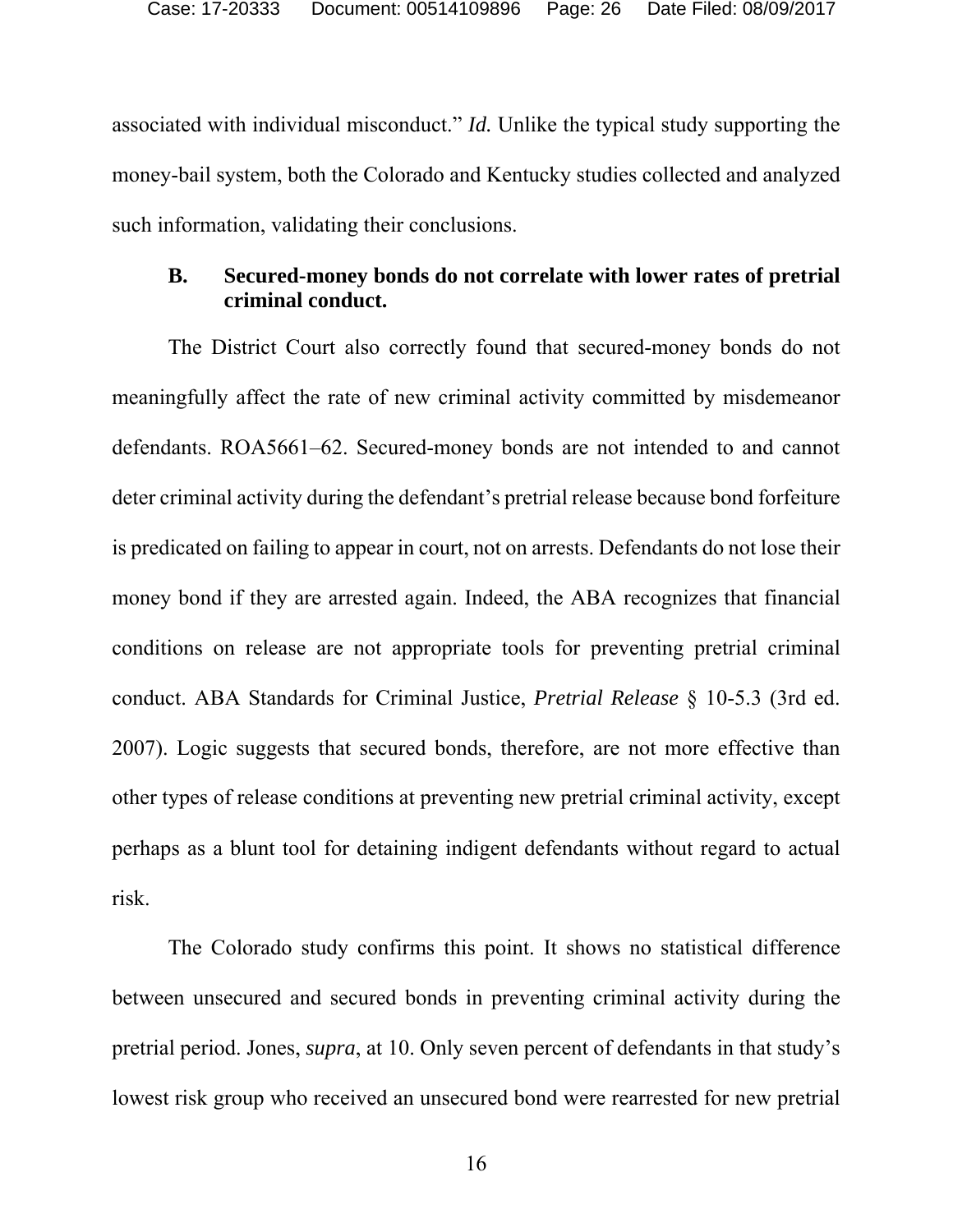associated with individual misconduct." *Id.* Unlike the typical study supporting the money-bail system, both the Colorado and Kentucky studies collected and analyzed such information, validating their conclusions.

### B. Secured-money bonds do not correlate with lower rates of pretrial criminal conduct.

The District Court also correctly found that secured-money bonds do not meaningfully affect the rate of new criminal activity committed by misdemeanor defendants. ROA5661–62. Secured-money bonds are not intended to and cannot deter criminal activity during the defendant's pretrial release because bond forfeiture is predicated on failing to appear in court, not on arrests. Defendants do not lose their money bond if they are arrested again. Indeed, the ABA recognizes that financial conditions on release are not appropriate tools for preventing pretrial criminal conduct. ABA Standards for Criminal Justice, *Pretrial Release* § 10-5.3 (3rd ed. 2007). Logic suggests that secured bonds, therefore, are not more effective than other types of release conditions at preventing new pretrial criminal activity, except perhaps as a blunt tool for detaining indigent defendants without regard to actual risk.

The Colorado study confirms this point. It shows no statistical difference between unsecured and secured bonds in preventing criminal activity during the pretrial period. Jones, *supra*, at 10. Only seven percent of defendants in that study's lowest risk group who received an unsecured bond were rearrested for new pretrial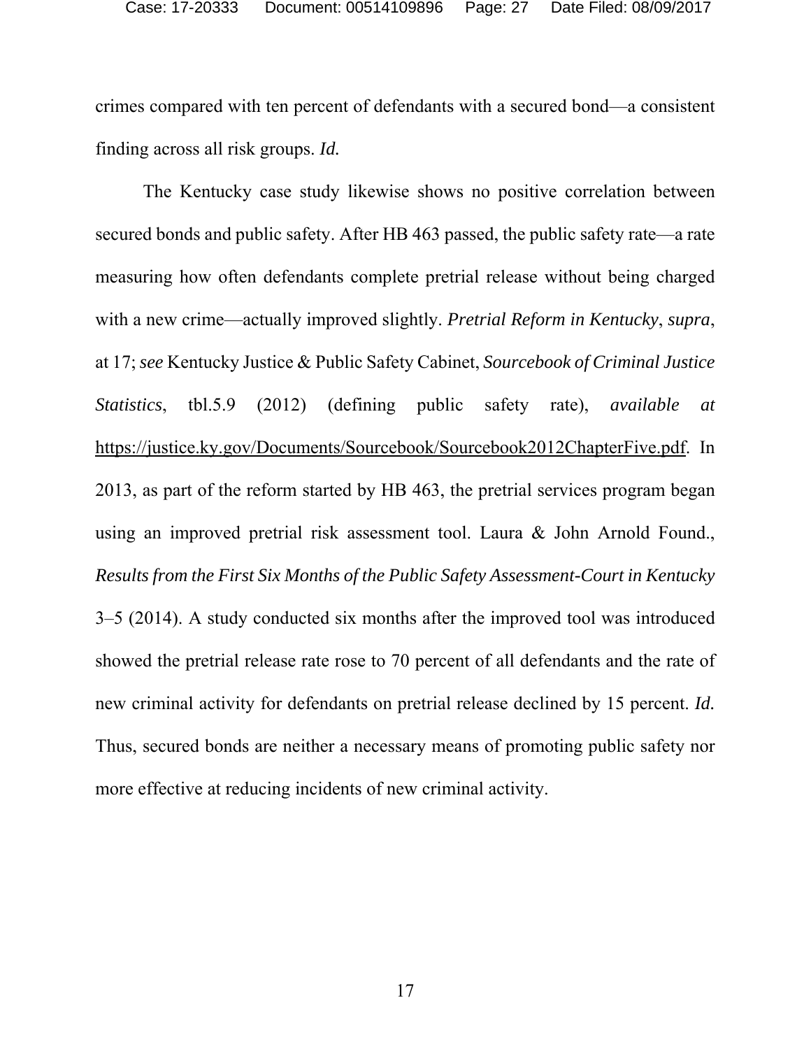crimes compared with ten percent of defendants with a secured bond—a consistent finding across all risk groups. *Id.*

The Kentucky case study likewise shows no positive correlation between secured bonds and public safety. After HB 463 passed, the public safety rate—a rate measuring how often defendants complete pretrial release without being charged with a new crime—actually improved slightly. *Pretrial Reform in Kentucky*, *supra*, at 17; *see* Kentucky Justice & Public Safety Cabinet, *Sourcebook of Criminal Justice Statistics*, tbl.5.9 (2012) (defining public safety rate), *available at* https://justice.ky.gov/Documents/Sourcebook/Sourcebook2012ChapterFive.pdf. In 2013, as part of the reform started by HB 463, the pretrial services program began using an improved pretrial risk assessment tool. Laura & John Arnold Found., *Results from the First Six Months of the Public Safety Assessment-Court in Kentucky* 3–5 (2014). A study conducted six months after the improved tool was introduced showed the pretrial release rate rose to 70 percent of all defendants and the rate of new criminal activity for defendants on pretrial release declined by 15 percent. *Id.* Thus, secured bonds are neither a necessary means of promoting public safety nor more effective at reducing incidents of new criminal activity.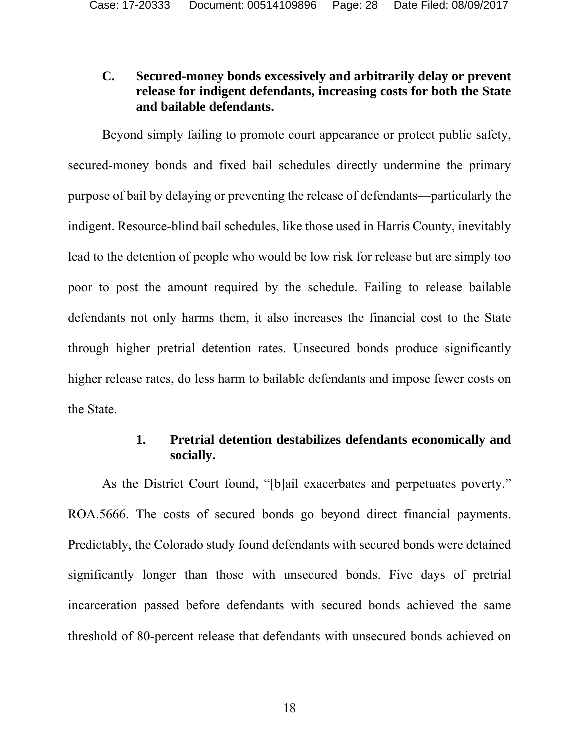### C. Secured-money bonds excessively and arbitrarily delay or prevent release for indigent defendants, increasing costs for both the State and bailable defendants.

Beyond simply failing to promote court appearance or protect public safety, secured-money bonds and fixed bail schedules directly undermine the primary purpose of bail by delaying or preventing the release of defendants—particularly the indigent. Resource-blind bail schedules, like those used in Harris County, inevitably lead to the detention of people who would be low risk for release but are simply too poor to post the amount required by the schedule. Failing to release bailable defendants not only harms them, it also increases the financial cost to the State through higher pretrial detention rates. Unsecured bonds produce significantly higher release rates, do less harm to bailable defendants and impose fewer costs on the State.

#### 1. Pretrial detention destabilizes defendants economically and socially.

As the District Court found, "[b]ail exacerbates and perpetuates poverty." ROA.5666. The costs of secured bonds go beyond direct financial payments. Predictably, the Colorado study found defendants with secured bonds were detained significantly longer than those with unsecured bonds. Five days of pretrial incarceration passed before defendants with secured bonds achieved the same threshold of 80-percent release that defendants with unsecured bonds achieved on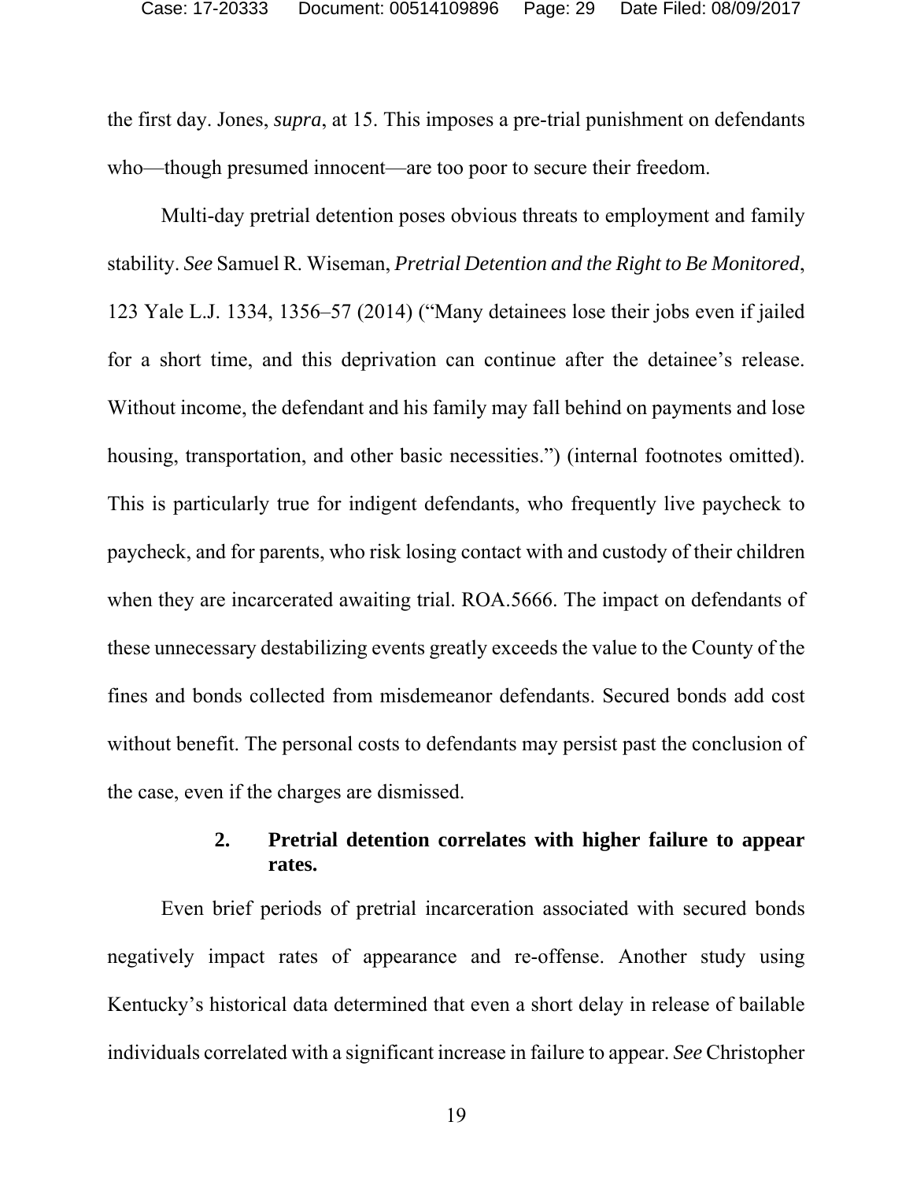the first day. Jones, *supra*, at 15. This imposes a pre-trial punishment on defendants who—though presumed innocent—are too poor to secure their freedom.

Multi-day pretrial detention poses obvious threats to employment and family stability. *See* Samuel R. Wiseman, *Pretrial Detention and the Right to Be Monitored*, 123 Yale L.J. 1334, 1356–57 (2014) ("Many detainees lose their jobs even if jailed for a short time, and this deprivation can continue after the detainee's release. Without income, the defendant and his family may fall behind on payments and lose housing, transportation, and other basic necessities.") (internal footnotes omitted). This is particularly true for indigent defendants, who frequently live paycheck to paycheck, and for parents, who risk losing contact with and custody of their children when they are incarcerated awaiting trial. ROA.5666. The impact on defendants of these unnecessary destabilizing events greatly exceeds the value to the County of the fines and bonds collected from misdemeanor defendants. Secured bonds add cost without benefit. The personal costs to defendants may persist past the conclusion of the case, even if the charges are dismissed.

### 2. Pretrial detention correlates with higher failure to appear rates.

Even brief periods of pretrial incarceration associated with secured bonds negatively impact rates of appearance and re-offense. Another study using Kentucky's historical data determined that even a short delay in release of bailable individuals correlated with a significant increase in failure to appear. *See* Christopher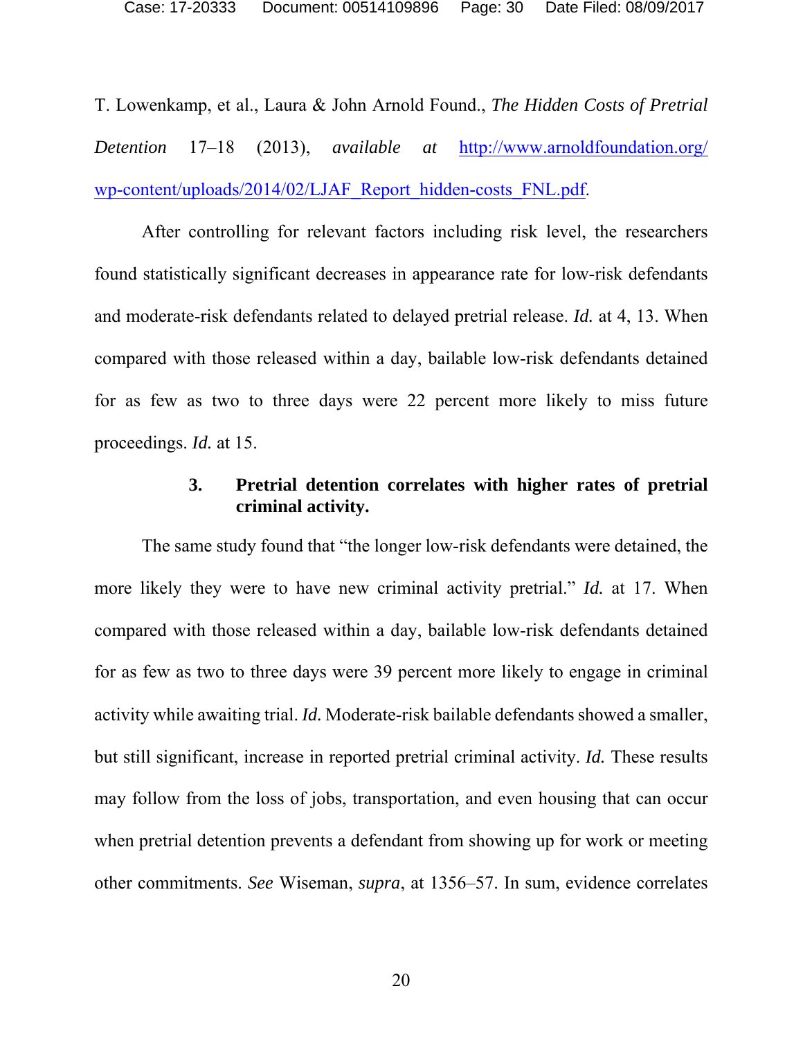T. Lowenkamp, et al., Laura & John Arnold Found., *The Hidden Costs of Pretrial Detention* 17–18 (2013), *available at* http://www.arnoldfoundation.org/wp-content/uploads/2014/02/LJAF_Report_hidden-costs_FNL.pdf.

After controlling for relevant factors including risk level, the researchers found statistically significant decreases in appearance rate for low-risk defendants and moderate-risk defendants related to delayed pretrial release. *Id.* at 4, 13. When compared with those released within a day, bailable low-risk defendants detained for as few as two to three days were 22 percent more likely to miss future proceedings. *Id.* at 15.

### 3. Pretrial detention correlates with higher rates of pretrial criminal activity.

The same study found that "the longer low-risk defendants were detained, the more likely they were to have new criminal activity pretrial." *Id.* at 17. When compared with those released within a day, bailable low-risk defendants detained for as few as two to three days were 39 percent more likely to engage in criminal activity while awaiting trial. *Id.* Moderate-risk bailable defendants showed a smaller, but still significant, increase in reported pretrial criminal activity. *Id.* These results may follow from the loss of jobs, transportation, and even housing that can occur when pretrial detention prevents a defendant from showing up for work or meeting other commitments. *See* Wiseman, *supra*, at 1356–57. In sum, evidence correlates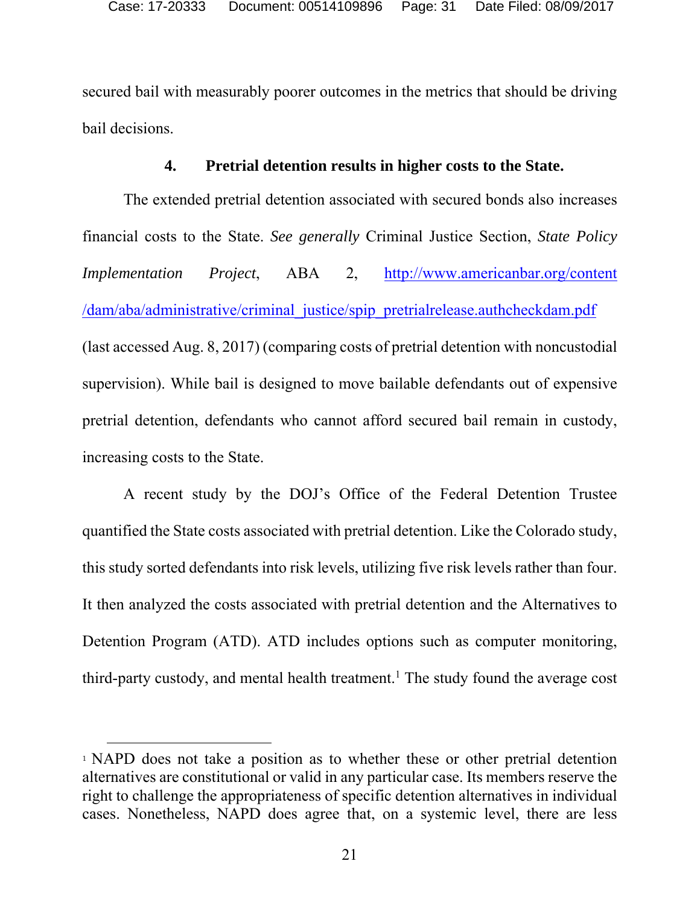secured bail with measurably poorer outcomes in the metrics that should be driving bail decisions.

### 4. Pretrial detention results in higher costs to the State.

The extended pretrial detention associated with secured bonds also increases financial costs to the State. *See generally* Criminal Justice Section, *State Policy Implementation Project*, ABA 2, http://www.americanbar.org/content/dam/aba/administrative/criminal_justice/spip_pretrialrelease.authcheckdam.pdf (last accessed Aug. 8, 2017) (comparing costs of pretrial detention with noncustodial supervision). While bail is designed to move bailable defendants out of expensive pretrial detention, defendants who cannot afford secured bail remain in custody, increasing costs to the State.

A recent study by the DOJ's Office of the Federal Detention Trustee quantified the State costs associated with pretrial detention. Like the Colorado study, this study sorted defendants into risk levels, utilizing five risk levels rather than four. It then analyzed the costs associated with pretrial detention and the Alternatives to Detention Program (ATD). ATD includes options such as computer monitoring, third-party custody, and mental health treatment.[1] The study found the average cost

---

[1] NAPD does not take a position as to whether these or other pretrial detention alternatives are constitutional or valid in any particular case. Its members reserve the right to challenge the appropriateness of specific detention alternatives in individual cases. Nonetheless, NAPD does agree that, on a systemic level, there are less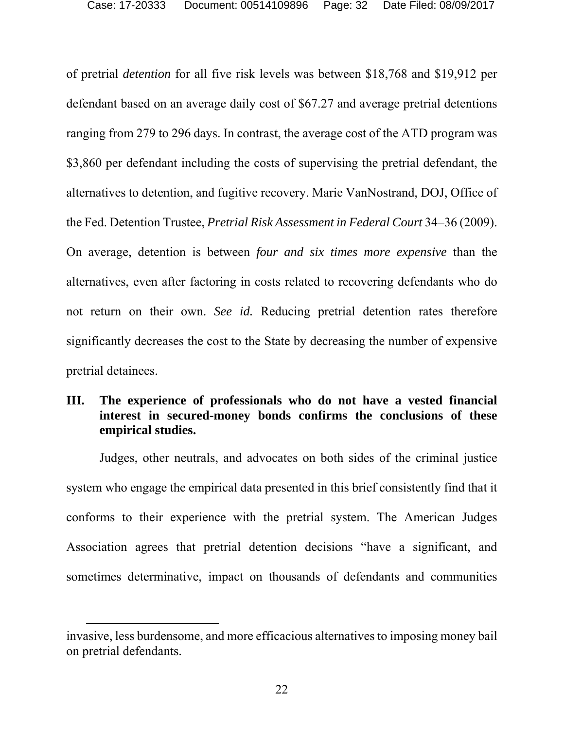of pretrial *detention* for all five risk levels was between $18,768 and $19,912 per defendant based on an average daily cost of $67.27 and average pretrial detentions ranging from 279 to 296 days. In contrast, the average cost of the ATD program was $3,860 per defendant including the costs of supervising the pretrial defendant, the alternatives to detention, and fugitive recovery. Marie VanNostrand, DOJ, Office of the Fed. Detention Trustee, *Pretrial Risk Assessment in Federal Court* 34–36 (2009). On average, detention is between *four and six times more expensive* than the alternatives, even after factoring in costs related to recovering defendants who do not return on their own. *See id.* Reducing pretrial detention rates therefore significantly decreases the cost to the State by decreasing the number of expensive pretrial detainees.

## III. The experience of professionals who do not have a vested financial interest in secured-money bonds confirms the conclusions of these empirical studies.

Judges, other neutrals, and advocates on both sides of the criminal justice system who engage the empirical data presented in this brief consistently find that it conforms to their experience with the pretrial system. The American Judges Association agrees that pretrial detention decisions "have a significant, and sometimes determinative, impact on thousands of defendants and communities

---

invasive, less burdensome, and more efficacious alternatives to imposing money bail on pretrial defendants.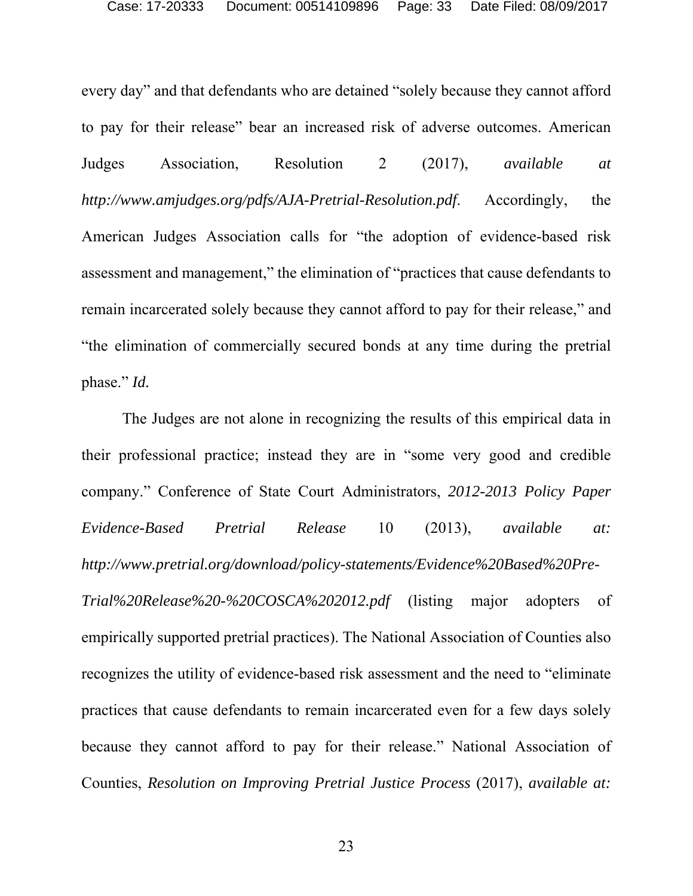every day" and that defendants who are detained "solely because they cannot afford to pay for their release" bear an increased risk of adverse outcomes. American Judges Association, Resolution 2 (2017), *available at http://www.amjudges.org/pdfs/AJA-Pretrial-Resolution.pdf*. Accordingly, the American Judges Association calls for "the adoption of evidence-based risk assessment and management," the elimination of "practices that cause defendants to remain incarcerated solely because they cannot afford to pay for their release," and "the elimination of commercially secured bonds at any time during the pretrial phase." *Id.*

The Judges are not alone in recognizing the results of this empirical data in their professional practice; instead they are in "some very good and credible company." Conference of State Court Administrators, *2012-2013 Policy Paper Evidence-Based Pretrial Release* 10 (2013), *available at: http://www.pretrial.org/download/policy-statements/Evidence%20Based%20Pre-Trial%20Release%20-%20COSCA%202012.pdf* (listing major adopters of empirically supported pretrial practices). The National Association of Counties also recognizes the utility of evidence-based risk assessment and the need to "eliminate practices that cause defendants to remain incarcerated even for a few days solely because they cannot afford to pay for their release." National Association of Counties, *Resolution on Improving Pretrial Justice Process* (2017), *available at:*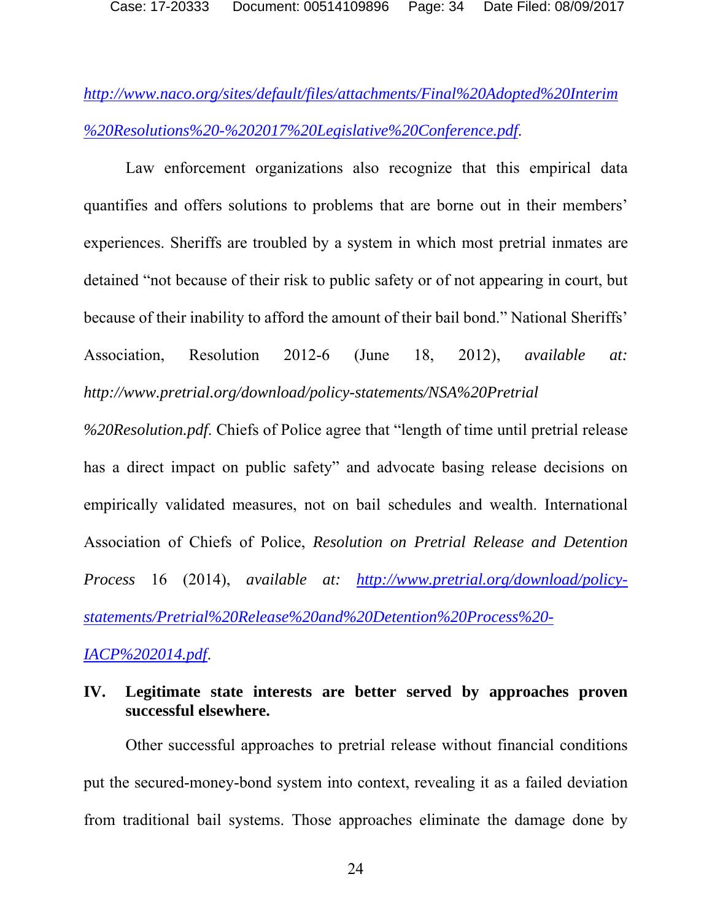http://www.naco.org/sites/default/files/attachments/Final%20Adopted%20Interim%20Resolutions%20-%202017%20Legislative%20Conference.pdf.

Law enforcement organizations also recognize that this empirical data quantifies and offers solutions to problems that are borne out in their members' experiences. Sheriffs are troubled by a system in which most pretrial inmates are detained "not because of their risk to public safety or of not appearing in court, but because of their inability to afford the amount of their bail bond." National Sheriffs' Association, Resolution 2012-6 (June 18, 2012), *available at: http://www.pretrial.org/download/policy-statements/NSA%20Pretrial%20Resolution.pdf*. Chiefs of Police agree that "length of time until pretrial release has a direct impact on public safety" and advocate basing release decisions on empirically validated measures, not on bail schedules and wealth. International Association of Chiefs of Police, *Resolution on Pretrial Release and Detention Process* 16 (2014), *available at:* http://www.pretrial.org/download/policy-statements/Pretrial%20Release%20and%20Detention%20Process%20-IACP%202014.pdf.

## IV. Legitimate state interests are better served by approaches proven successful elsewhere.

Other successful approaches to pretrial release without financial conditions put the secured-money-bond system into context, revealing it as a failed deviation from traditional bail systems. Those approaches eliminate the damage done by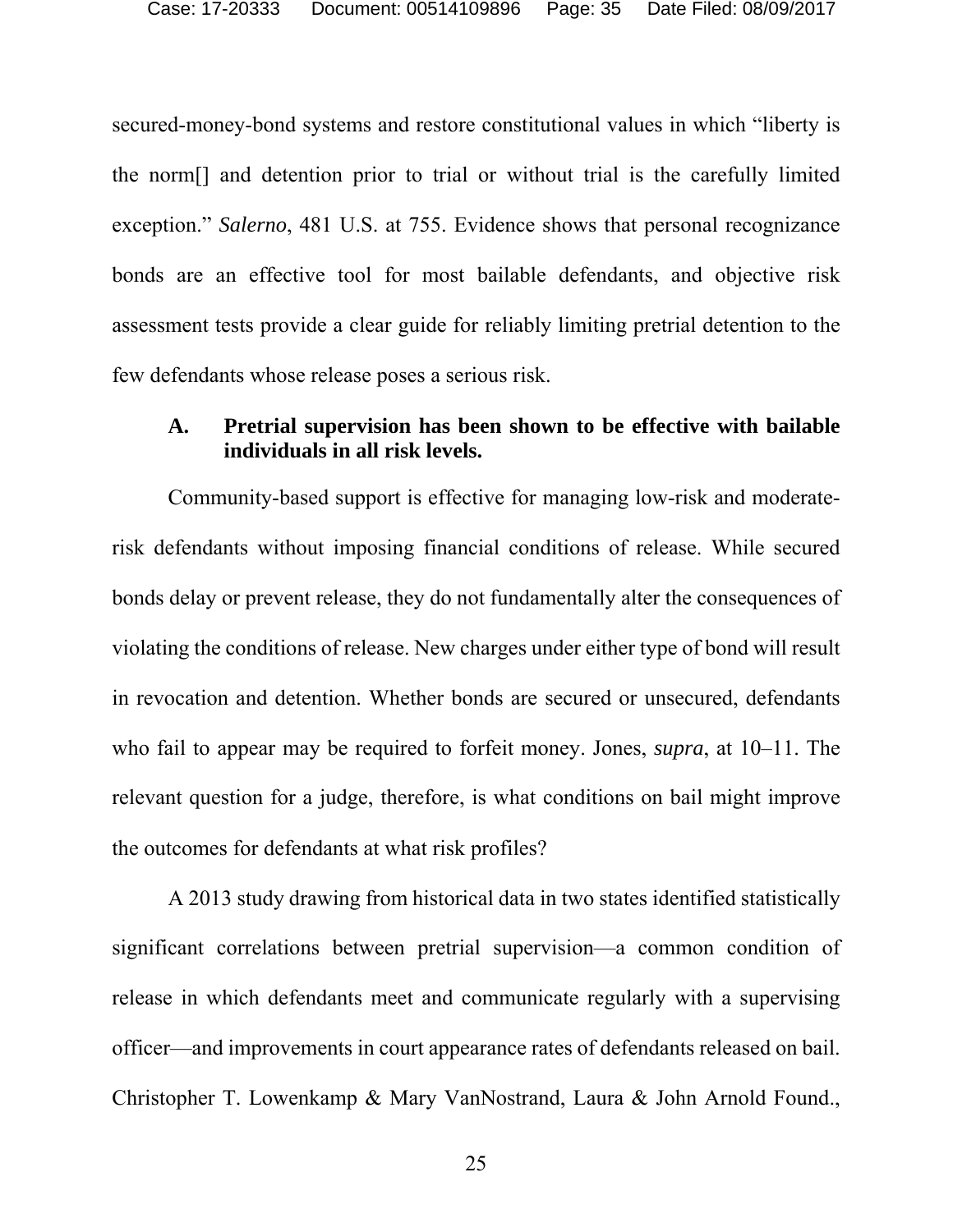secured-money-bond systems and restore constitutional values in which "liberty is the norm[] and detention prior to trial or without trial is the carefully limited exception." *Salerno*, 481 U.S. at 755. Evidence shows that personal recognizance bonds are an effective tool for most bailable defendants, and objective risk assessment tests provide a clear guide for reliably limiting pretrial detention to the few defendants whose release poses a serious risk.

### A. Pretrial supervision has been shown to be effective with bailable individuals in all risk levels.

Community-based support is effective for managing low-risk and moderate-risk defendants without imposing financial conditions of release. While secured bonds delay or prevent release, they do not fundamentally alter the consequences of violating the conditions of release. New charges under either type of bond will result in revocation and detention. Whether bonds are secured or unsecured, defendants who fail to appear may be required to forfeit money. Jones, *supra*, at 10–11. The relevant question for a judge, therefore, is what conditions on bail might improve the outcomes for defendants at what risk profiles?

A 2013 study drawing from historical data in two states identified statistically significant correlations between pretrial supervision—a common condition of release in which defendants meet and communicate regularly with a supervising officer—and improvements in court appearance rates of defendants released on bail. Christopher T. Lowenkamp & Mary VanNostrand, Laura & John Arnold Found.,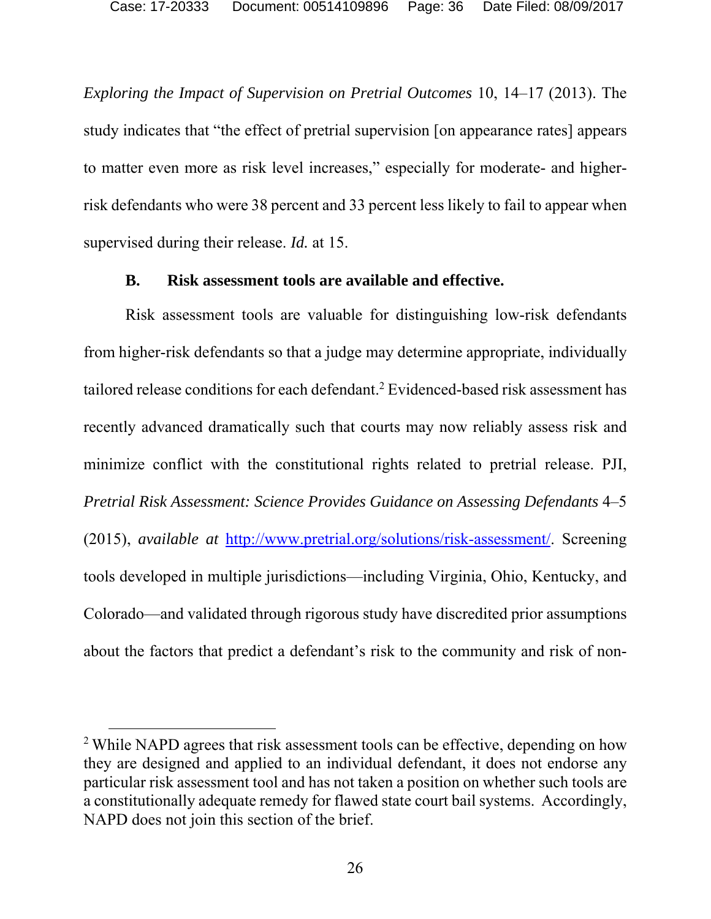*Exploring the Impact of Supervision on Pretrial Outcomes* 10, 14–17 (2013). The study indicates that "the effect of pretrial supervision [on appearance rates] appears to matter even more as risk level increases," especially for moderate- and higher-risk defendants who were 38 percent and 33 percent less likely to fail to appear when supervised during their release. *Id.* at 15.

### B. Risk assessment tools are available and effective.

Risk assessment tools are valuable for distinguishing low-risk defendants from higher-risk defendants so that a judge may determine appropriate, individually tailored release conditions for each defendant.[2] Evidenced-based risk assessment has recently advanced dramatically such that courts may now reliably assess risk and minimize conflict with the constitutional rights related to pretrial release. PJI, *Pretrial Risk Assessment: Science Provides Guidance on Assessing Defendants* 4–5 (2015), *available at* http://www.pretrial.org/solutions/risk-assessment/. Screening tools developed in multiple jurisdictions—including Virginia, Ohio, Kentucky, and Colorado—and validated through rigorous study have discredited prior assumptions about the factors that predict a defendant's risk to the community and risk of non-

---

[2] While NAPD agrees that risk assessment tools can be effective, depending on how they are designed and applied to an individual defendant, it does not endorse any particular risk assessment tool and has not taken a position on whether such tools are a constitutionally adequate remedy for flawed state court bail systems. Accordingly, NAPD does not join this section of the brief.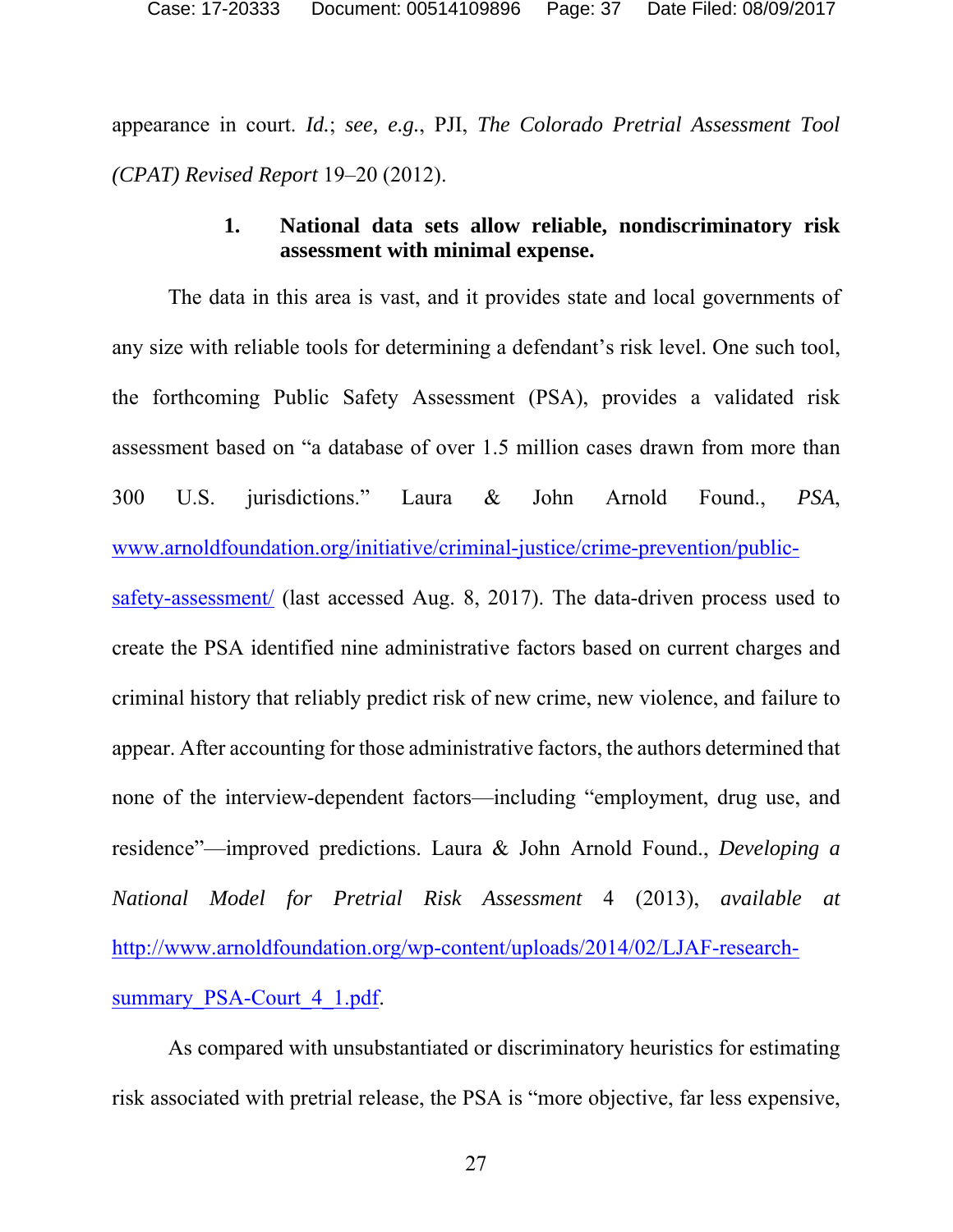appearance in court. *Id.*; *see, e.g.*, PJI, *The Colorado Pretrial Assessment Tool (CPAT) Revised Report* 19–20 (2012).

### 1. National data sets allow reliable, nondiscriminatory risk assessment with minimal expense.

The data in this area is vast, and it provides state and local governments of any size with reliable tools for determining a defendant's risk level. One such tool, the forthcoming Public Safety Assessment (PSA), provides a validated risk assessment based on "a database of over 1.5 million cases drawn from more than 300 U.S. jurisdictions." Laura & John Arnold Found., *PSA*, [www.arnoldfoundation.org/initiative/criminal-justice/crime-prevention/public-safety-assessment/](www.arnoldfoundation.org/initiative/criminal-justice/crime-prevention/public-safety-assessment/) (last accessed Aug. 8, 2017). The data-driven process used to create the PSA identified nine administrative factors based on current charges and criminal history that reliably predict risk of new crime, new violence, and failure to appear. After accounting for those administrative factors, the authors determined that none of the interview-dependent factors—including "employment, drug use, and residence"—improved predictions. Laura & John Arnold Found., *Developing a National Model for Pretrial Risk Assessment* 4 (2013), *available at* [http://www.arnoldfoundation.org/wp-content/uploads/2014/02/LJAF-research-summary_PSA-Court_4_1.pdf](http://www.arnoldfoundation.org/wp-content/uploads/2014/02/LJAF-research-summary_PSA-Court_4_1.pdf).

As compared with unsubstantiated or discriminatory heuristics for estimating risk associated with pretrial release, the PSA is "more objective, far less expensive,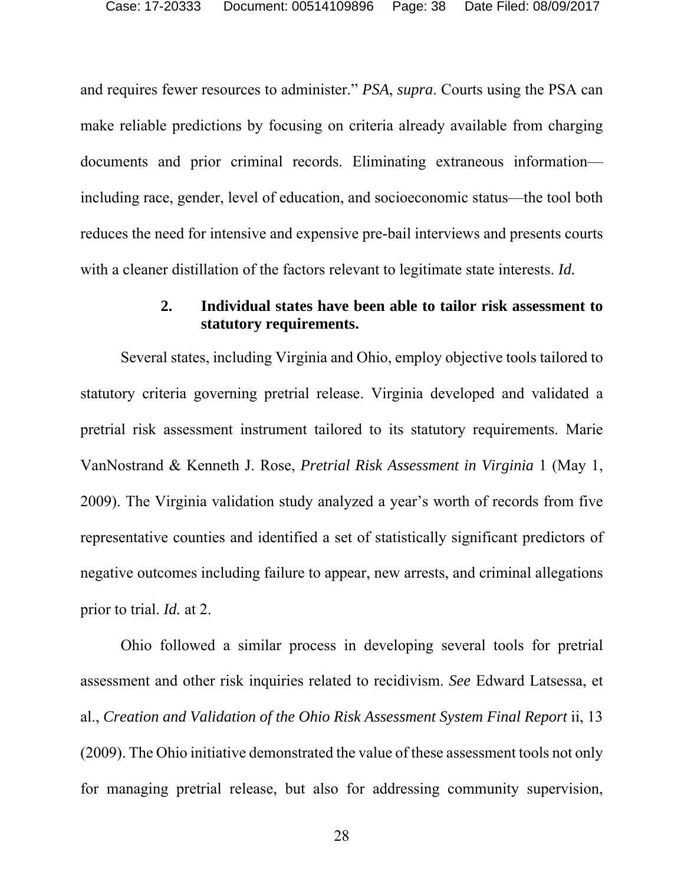and requires fewer resources to administer." *PSA*, *supra*. Courts using the PSA can make reliable predictions by focusing on criteria already available from charging documents and prior criminal records. Eliminating extraneous information—including race, gender, level of education, and socioeconomic status—the tool both reduces the need for intensive and expensive pre-bail interviews and presents courts with a cleaner distillation of the factors relevant to legitimate state interests. *Id.*

#### 2. Individual states have been able to tailor risk assessment to statutory requirements.

Several states, including Virginia and Ohio, employ objective tools tailored to statutory criteria governing pretrial release. Virginia developed and validated a pretrial risk assessment instrument tailored to its statutory requirements. Marie VanNostrand & Kenneth J. Rose, *Pretrial Risk Assessment in Virginia* 1 (May 1, 2009). The Virginia validation study analyzed a year's worth of records from five representative counties and identified a set of statistically significant predictors of negative outcomes including failure to appear, new arrests, and criminal allegations prior to trial. *Id.* at 2.

Ohio followed a similar process in developing several tools for pretrial assessment and other risk inquiries related to recidivism. *See* Edward Latsessa, et al., *Creation and Validation of the Ohio Risk Assessment System Final Report* ii, 13 (2009). The Ohio initiative demonstrated the value of these assessment tools not only for managing pretrial release, but also for addressing community supervision,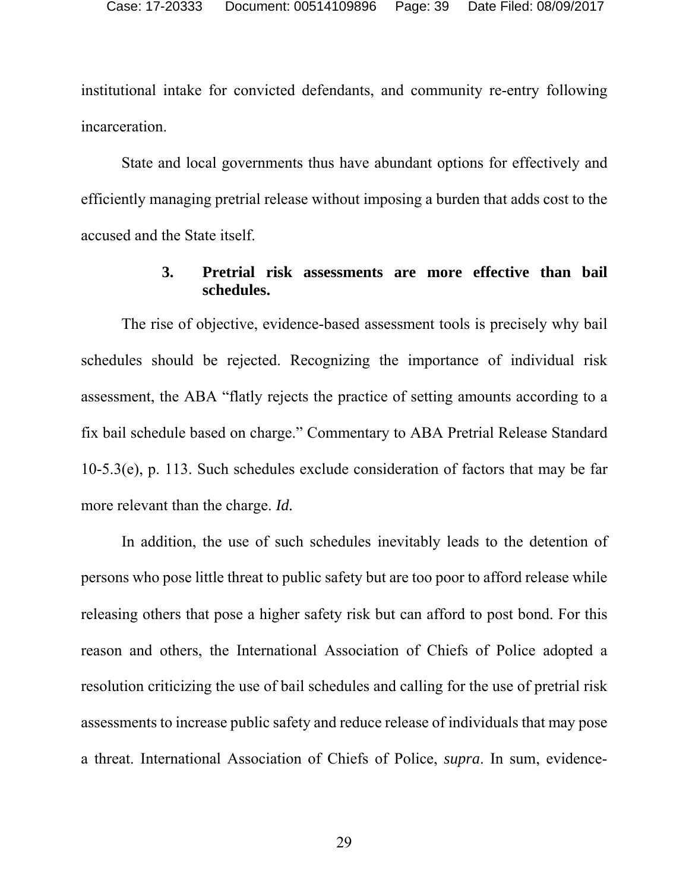institutional intake for convicted defendants, and community re-entry following incarceration.

State and local governments thus have abundant options for effectively and efficiently managing pretrial release without imposing a burden that adds cost to the accused and the State itself.

### 3. Pretrial risk assessments are more effective than bail schedules.

The rise of objective, evidence-based assessment tools is precisely why bail schedules should be rejected. Recognizing the importance of individual risk assessment, the ABA "flatly rejects the practice of setting amounts according to a fix bail schedule based on charge." Commentary to ABA Pretrial Release Standard 10-5.3(e), p. 113. Such schedules exclude consideration of factors that may be far more relevant than the charge. *Id.*

In addition, the use of such schedules inevitably leads to the detention of persons who pose little threat to public safety but are too poor to afford release while releasing others that pose a higher safety risk but can afford to post bond. For this reason and others, the International Association of Chiefs of Police adopted a resolution criticizing the use of bail schedules and calling for the use of pretrial risk assessments to increase public safety and reduce release of individuals that may pose a threat. International Association of Chiefs of Police, *supra*. In sum, evidence-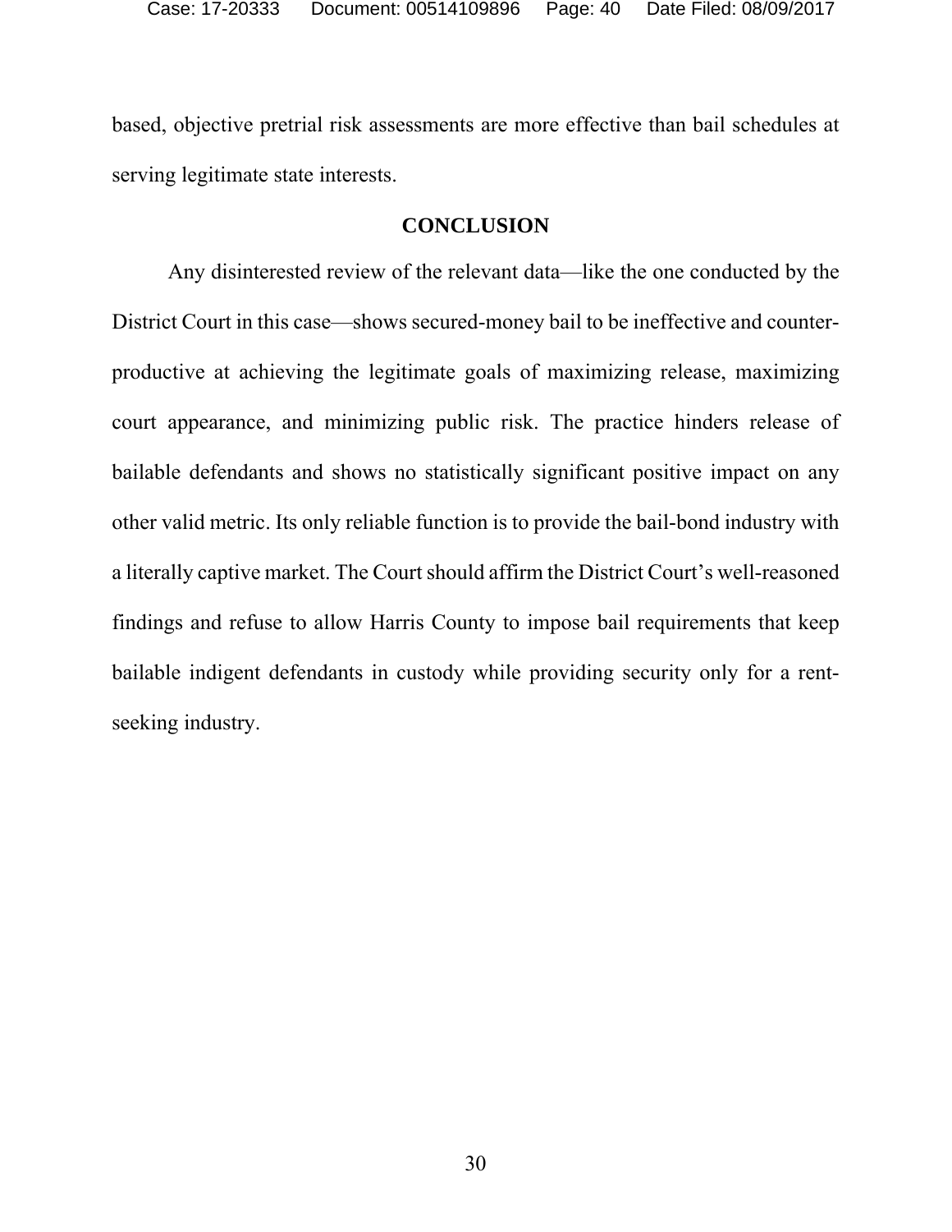based, objective pretrial risk assessments are more effective than bail schedules at serving legitimate state interests.

## CONCLUSION

Any disinterested review of the relevant data—like the one conducted by the District Court in this case—shows secured-money bail to be ineffective and counter-productive at achieving the legitimate goals of maximizing release, maximizing court appearance, and minimizing public risk. The practice hinders release of bailable defendants and shows no statistically significant positive impact on any other valid metric. Its only reliable function is to provide the bail-bond industry with a literally captive market. The Court should affirm the District Court's well-reasoned findings and refuse to allow Harris County to impose bail requirements that keep bailable indigent defendants in custody while providing security only for a rent-seeking industry.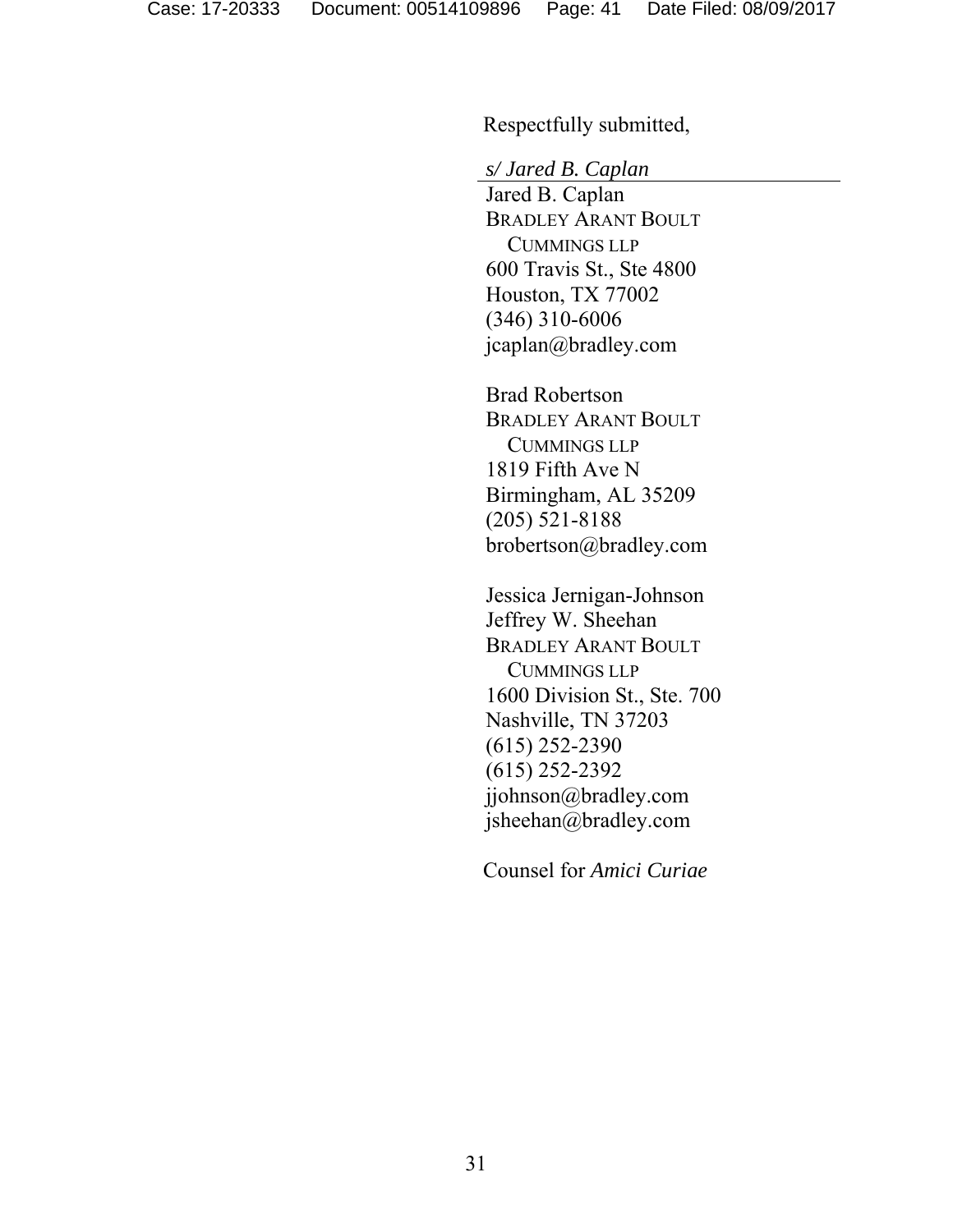Respectfully submitted,

*s/ Jared B. Caplan*

Jared B. Caplan
BRADLEY ARANT BOULT
CUMMINGS LLP
600 Travis St., Ste 4800
Houston, TX 77002
(346) 310-6006
jcaplan@bradley.com

Brad Robertson
BRADLEY ARANT BOULT
CUMMINGS LLP
1819 Fifth Ave N
Birmingham, AL 35209
(205) 521-8188
brobertson@bradley.com

Jessica Jernigan-Johnson
Jeffrey W. Sheehan
BRADLEY ARANT BOULT
CUMMINGS LLP
1600 Division St., Ste. 700
Nashville, TN 37203
(615) 252-2390
(615) 252-2392
jjohnson@bradley.com
jsheehan@bradley.com

Counsel for *Amici Curiae*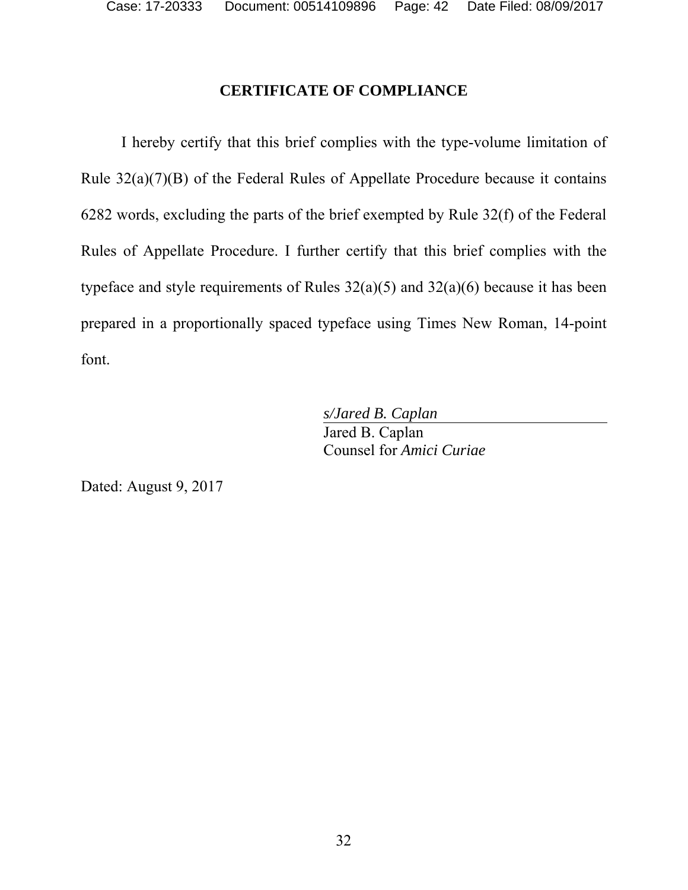## CERTIFICATE OF COMPLIANCE

I hereby certify that this brief complies with the type-volume limitation of Rule 32(a)(7)(B) of the Federal Rules of Appellate Procedure because it contains 6282 words, excluding the parts of the brief exempted by Rule 32(f) of the Federal Rules of Appellate Procedure. I further certify that this brief complies with the typeface and style requirements of Rules 32(a)(5) and 32(a)(6) because it has been prepared in a proportionally spaced typeface using Times New Roman, 14-point font.

*s/Jared B. Caplan*
Jared B. Caplan
Counsel for *Amici Curiae*

Dated: August 9, 2017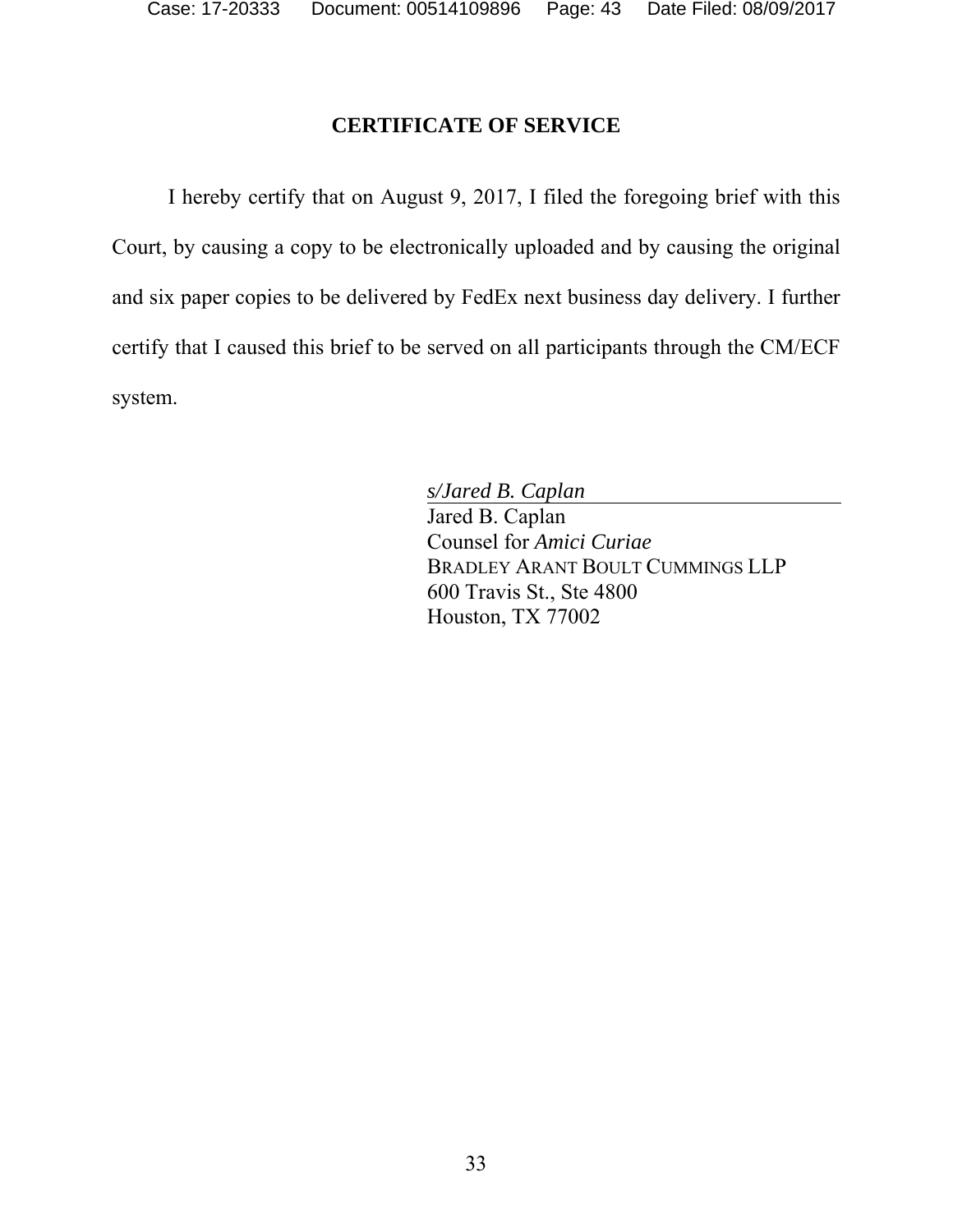# CERTIFICATE OF SERVICE

I hereby certify that on August 9, 2017, I filed the foregoing brief with this Court, by causing a copy to be electronically uploaded and by causing the original and six paper copies to be delivered by FedEx next business day delivery. I further certify that I caused this brief to be served on all participants through the CM/ECF system.

*s/Jared B. Caplan*
Jared B. Caplan
Counsel for *Amici Curiae*
BRADLEY ARANT BOULT CUMMINGS LLP
600 Travis St., Ste 4800
Houston, TX 77002